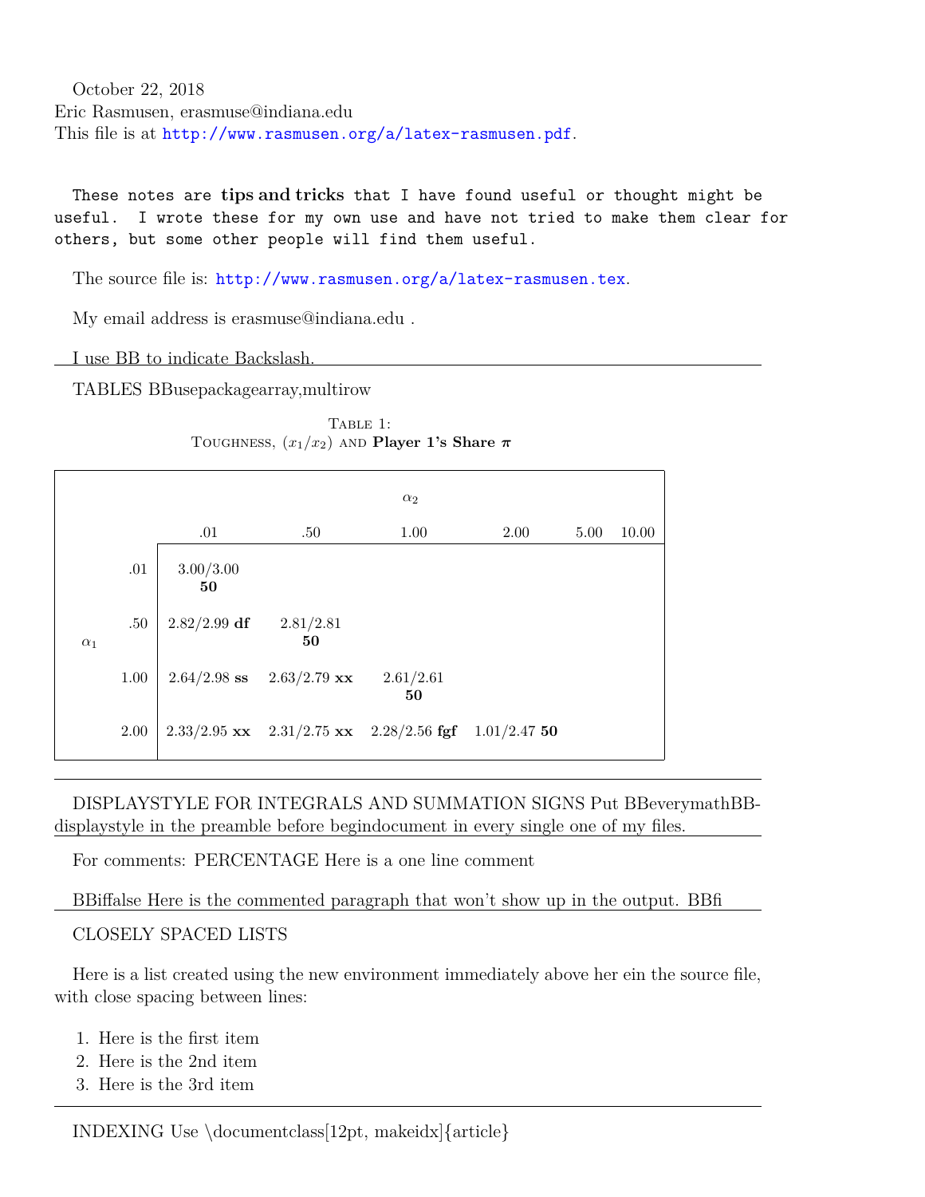October 22, 2018
Eric Rasmusen, erasmuse@indiana.edu
This file is at http://www.rasmusen.org/a/latex-rasmusen.pdf.

`These notes are` **tips and tricks** `that I have found useful or thought might be useful. I wrote these for my own use and have not tried to make them clear for others, but some other people will find them useful.`

The source file is: http://www.rasmusen.org/a/latex-rasmusen.tex.

My email address is erasmuse@indiana.edu .

I use BB to indicate Backslash.

---

TABLES BBusepackagearray,multirow

Table 1:
Toughness, $(x_1/x_2)$ and **Player 1's Share $\pi$**

| | | $\alpha_2$ | | | | | |
|---|---|---|---|---|---|---|---|
| | | .01 | .50 | 1.00 | 2.00 | 5.00 | 10.00 |
| $\alpha_1$ | .01 | 3.00/3.00 **50** | | | | | |
| | .50 | 2.82/2.99 **df** | 2.81/2.81 **50** | | | | |
| | 1.00 | 2.64/2.98 **ss** | 2.63/2.79 **xx** | 2.61/2.61 **50** | | | |
| | 2.00 | 2.33/2.95 **xx** | 2.31/2.75 **xx** | 2.28/2.56 **fgf** | 1.01/2.47 **50** | | |

---

DISPLAYSTYLE FOR INTEGRALS AND SUMMATION SIGNS Put BBeverymathBB-displaystyle in the preamble before begindocument in every single one of my files.

---

For comments: PERCENTAGE Here is a one line comment

BBiffalse Here is the commented paragraph that won't show up in the output. BBfi

---

CLOSELY SPACED LISTS

Here is a list created using the new environment immediately above her ein the source file, with close spacing between lines:

1. Here is the first item
2. Here is the 2nd item
3. Here is the 3rd item

---

INDEXING Use \documentclass[12pt, makeidx]{article}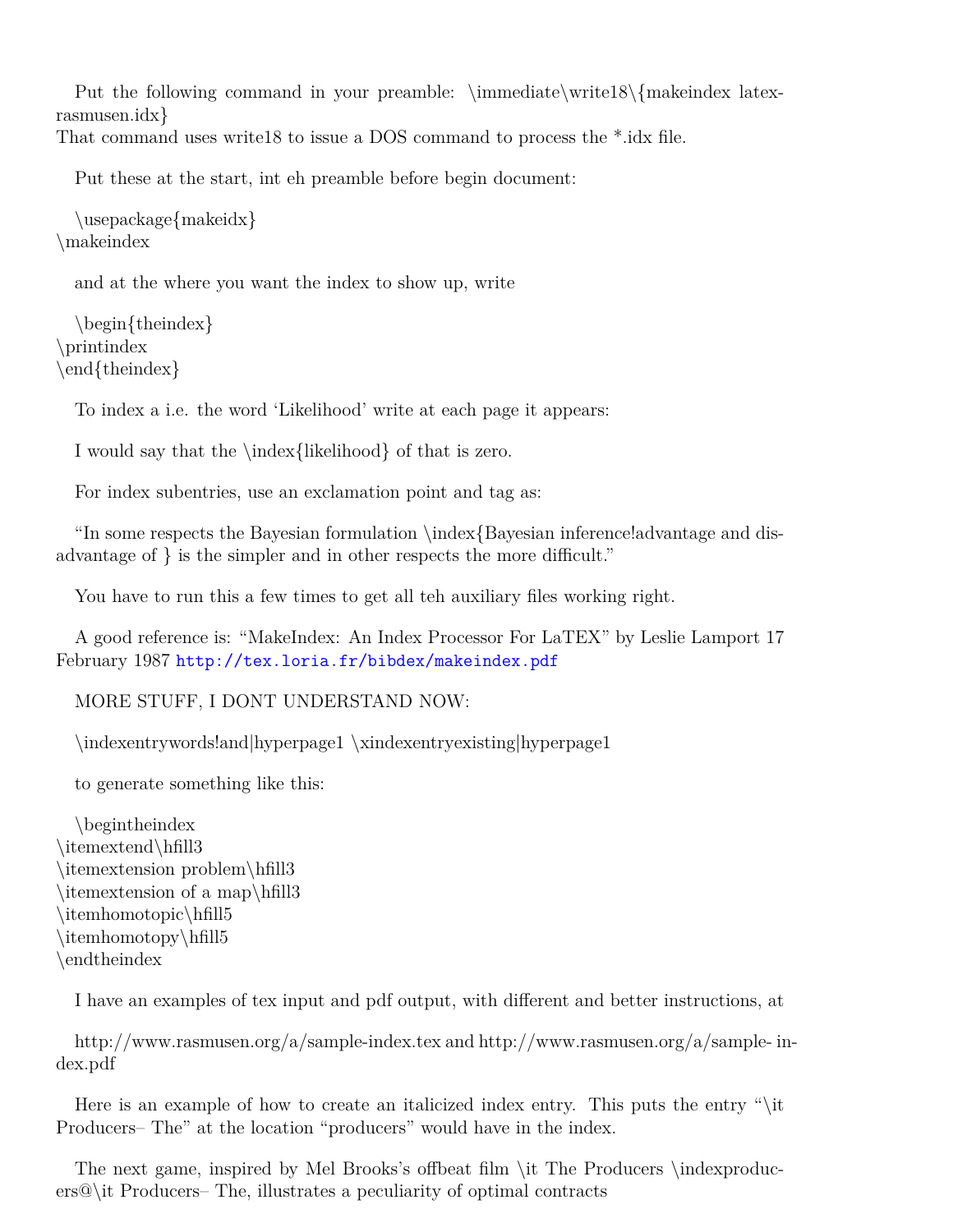Put the following command in your preamble: \immediate\write18\{makeindex latex-rasmusen.idx}
That command uses write18 to issue a DOS command to process the *.idx file.

Put these at the start, int eh preamble before begin document:

\usepackage{makeidx}
\makeindex

and at the where you want the index to show up, write

\begin{theindex}
\printindex
\end{theindex}

To index a i.e. the word 'Likelihood' write at each page it appears:

I would say that the \index{likelihood} of that is zero.

For index subentries, use an exclamation point and tag as:

"In some respects the Bayesian formulation \index{Bayesian inference!advantage and disadvantage of } is the simpler and in other respects the more difficult."

You have to run this a few times to get all teh auxiliary files working right.

A good reference is: "MakeIndex: An Index Processor For LaTEX" by Leslie Lamport 17 February 1987 http://tex.loria.fr/bibdex/makeindex.pdf

MORE STUFF, I DONT UNDERSTAND NOW:

\indexentrywords!and|hyperpage1 \xindexentryexisting|hyperpage1

to generate something like this:

\begintheindex
\itemextend\hfill3
\itemextension problem\hfill3
\itemextension of a map\hfill3
\itemhomotopic\hfill5
\itemhomotopy\hfill5
\endtheindex

I have an examples of tex input and pdf output, with different and better instructions, at

http://www.rasmusen.org/a/sample-index.tex and http://www.rasmusen.org/a/sample- index.pdf

Here is an example of how to create an italicized index entry. This puts the entry "\it Producers– The" at the location "producers" would have in the index.

The next game, inspired by Mel Brooks's offbeat film \it The Producers \indexproducers@\it Producers– The, illustrates a peculiarity of optimal contracts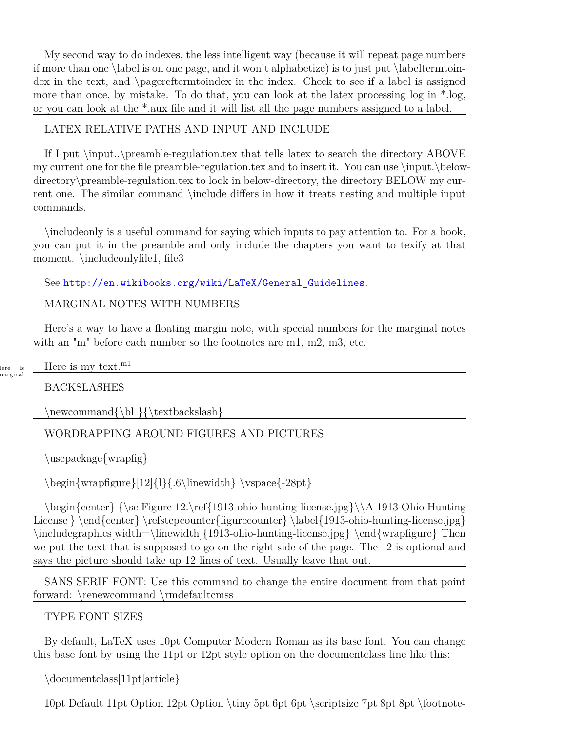My second way to do indexes, the less intelligent way (because it will repeat page numbers if more than one \label is on one page, and it won't alphabetize) is to just put \labeltermtoindex in the text, and \pagereftermtoindex in the index. Check to see if a label is assigned more than once, by mistake. To do that, you can look at the latex processing log in *.log, or you can look at the *.aux file and it will list all the page numbers assigned to a label.

---

LATEX RELATIVE PATHS AND INPUT AND INCLUDE

If I put \input..\preamble-regulation.tex that tells latex to search the directory ABOVE my current one for the file preamble-regulation.tex and to insert it. You can use \input.\below-directory\preamble-regulation.tex to look in below-directory, the directory BELOW my current one. The similar command \include differs in how it treats nesting and multiple input commands.

\includeonly is a useful command for saying which inputs to pay attention to. For a book, you can put it in the preamble and only include the chapters you want to texify at that moment. \includeonlyfile1, file3

See http://en.wikibooks.org/wiki/LaTeX/General_Guidelines.

---

MARGINAL NOTES WITH NUMBERS

Here's a way to have a floating margin note, with special numbers for the marginal notes with an "m" before each number so the footnotes are m1, m2, m3, etc.

Here is my text.[m1]

Here is marginal

---

BACKSLASHES

\newcommand{\bl }{\textbackslash}

---

WORDRAPPING AROUND FIGURES AND PICTURES

\usepackage{wrapfig}

\begin{wrapfigure}[12]{l}{.6\linewidth} \vspace{-28pt}

\begin{center} {\sc Figure 12.\ref{1913-ohio-hunting-license.jpg}\\A 1913 Ohio Hunting License } \end{center} \refstepcounter{figurecounter} \label{1913-ohio-hunting-license.jpg} \includegraphics[width=\linewidth]{1913-ohio-hunting-license.jpg} \end{wrapfigure} Then we put the text that is supposed to go on the right side of the page. The 12 is optional and says the picture should take up 12 lines of text. Usually leave that out.

---

SANS SERIF FONT: Use this command to change the entire document from that point forward: \renewcommand \rmdefaultcmss

---

TYPE FONT SIZES

By default, LaTeX uses 10pt Computer Modern Roman as its base font. You can change this base font by using the 11pt or 12pt style option on the documentclass line like this:

\documentclass[11pt]article}

10pt Default 11pt Option 12pt Option \tiny 5pt 6pt 6pt \scriptsize 7pt 8pt 8pt \footnote-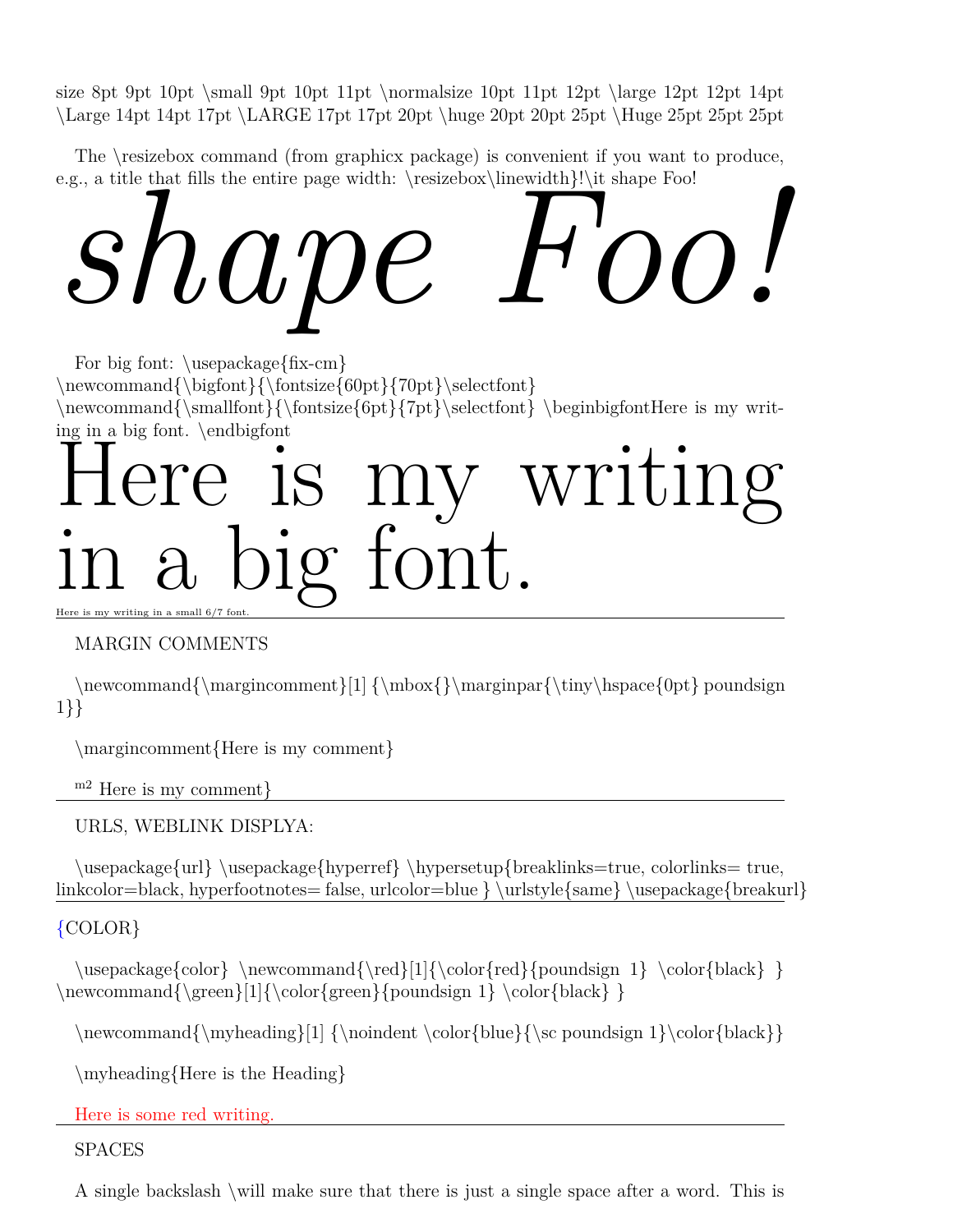size 8pt 9pt 10pt \small 9pt 10pt 11pt \normalsize 10pt 11pt 12pt \large 12pt 12pt 14pt \Large 14pt 14pt 17pt \LARGE 17pt 17pt 20pt \huge 20pt 20pt 25pt \Huge 25pt 25pt 25pt

The \resizebox command (from graphicx package) is convenient if you want to produce, e.g., a title that fills the entire page width: \resizebox\linewidth}!\it shape Foo!

*shape Foo!*

For big font: \usepackage{fix-cm}
\newcommand{\bigfont}{\fontsize{60pt}{70pt}\selectfont}
\newcommand{\smallfont}{\fontsize{6pt}{7pt}\selectfont} \beginbigfontHere is my writing in a big font. \endbigfont

Here is my writing in a big font.

Here is my writing in a small 6/7 font.

---

MARGIN COMMENTS

\newcommand{\margincomment}[1] {\mbox{}\marginpar{\tiny\hspace{0pt} poundsign 1}}

\margincomment{Here is my comment}

[m2] Here is my comment}

---

URLS, WEBLINK DISPLYA:

\usepackage{url} \usepackage{hyperref} \hypersetup{breaklinks=true, colorlinks= true, linkcolor=black, hyperfootnotes= false, urlcolor=blue } \urlstyle{same} \usepackage{breakurl}

{COLOR}

\usepackage{color} \newcommand{\red}[1]{\color{red}{poundsign 1} \color{black} } \newcommand{\green}[1]{\color{green}{poundsign 1} \color{black} }

\newcommand{\myheading}[1] {\noindent \color{blue}{\sc poundsign 1}\color{black}}

\myheading{Here is the Heading}

Here is some red writing.

---

SPACES

A single backslash \will make sure that there is just a single space after a word. This is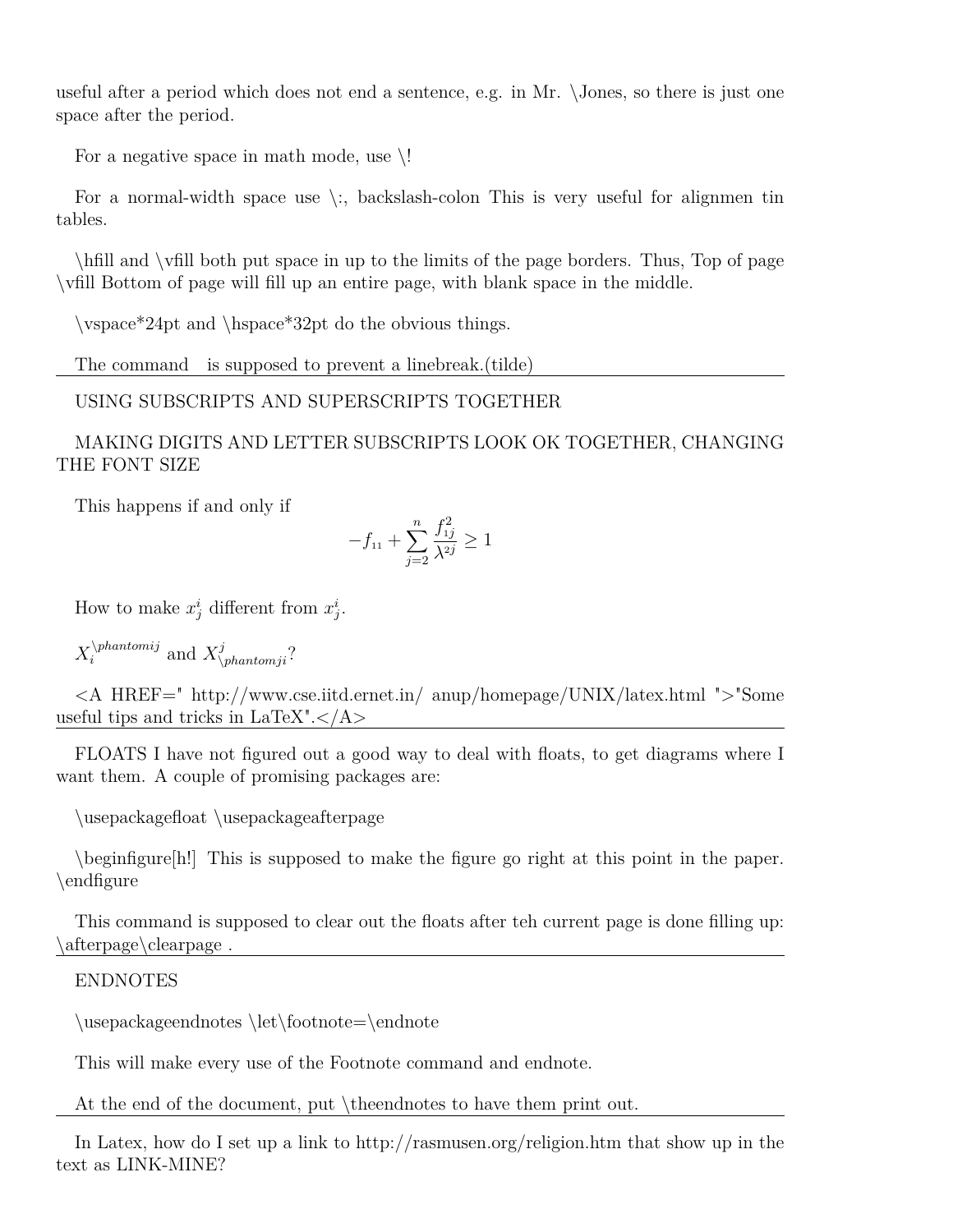useful after a period which does not end a sentence, e.g. in Mr. \Jones, so there is just one space after the period.

For a negative space in math mode, use \!

For a normal-width space use \:, backslash-colon This is very useful for alignmen tin tables.

\hfill and \vfill both put space in up to the limits of the page borders. Thus, Top of page \vfill Bottom of page will fill up an entire page, with blank space in the middle.

\vspace*24pt and \hspace*32pt do the obvious things.

The command   is supposed to prevent a linebreak.(tilde)

---

USING SUBSCRIPTS AND SUPERSCRIPTS TOGETHER

MAKING DIGITS AND LETTER SUBSCRIPTS LOOK OK TOGETHER, CHANGING THE FONT SIZE

This happens if and only if

$$-f_{11} + \sum_{j=2}^{n} \frac{f_{1j}^2}{\lambda^{2j}} \geq 1$$

How to make $x_j^i$ different from $x_j^i$.

$X_i^{\backslash phantomij}$ and $X_{\backslash phantomji}^j$?

<A HREF=" http://www.cse.iitd.ernet.in/ anup/homepage/UNIX/latex.html ">"Some useful tips and tricks in LaTeX".</A>

---

FLOATS I have not figured out a good way to deal with floats, to get diagrams where I want them. A couple of promising packages are:

\usepackagefloat \usepackageafterpage

\beginfigure[h!] This is supposed to make the figure go right at this point in the paper. \endfigure

This command is supposed to clear out the floats after teh current page is done filling up: \afterpage\clearpage .

---

ENDNOTES

\usepackageendnotes \let\footnote=\endnote

This will make every use of the Footnote command and endnote.

At the end of the document, put \theendnotes to have them print out.

---

In Latex, how do I set up a link to http://rasmusen.org/religion.htm that show up in the text as LINK-MINE?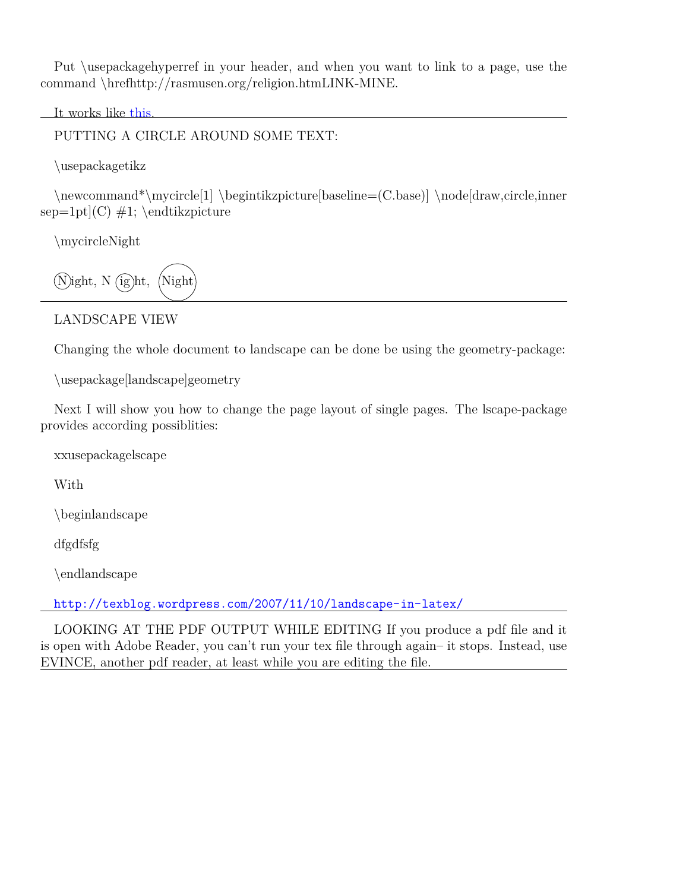Put \usepackagehyperref in your header, and when you want to link to a page, use the command \hrefhttp://rasmusen.org/religion.htmLINK-MINE.

It works like this.

---

PUTTING A CIRCLE AROUND SOME TEXT:

\usepackagetikz

\newcommand*\mycircle[1] \begintikzpicture[baseline=(C.base)] \node[draw,circle,inner sep=1pt](C) #1; \endtikzpicture

\mycircleNight

Night, Night, Night

---

LANDSCAPE VIEW

Changing the whole document to landscape can be done be using the geometry-package:

\usepackage[landscape]geometry

Next I will show you how to change the page layout of single pages. The lscape-package provides according possiblities:

xxusepackagelscape

With

\beginlandscape

dfgdfsfg

\endlandscape

http://texblog.wordpress.com/2007/11/10/landscape-in-latex/

---

LOOKING AT THE PDF OUTPUT WHILE EDITING If you produce a pdf file and it is open with Adobe Reader, you can't run your tex file through again– it stops. Instead, use EVINCE, another pdf reader, at least while you are editing the file.

---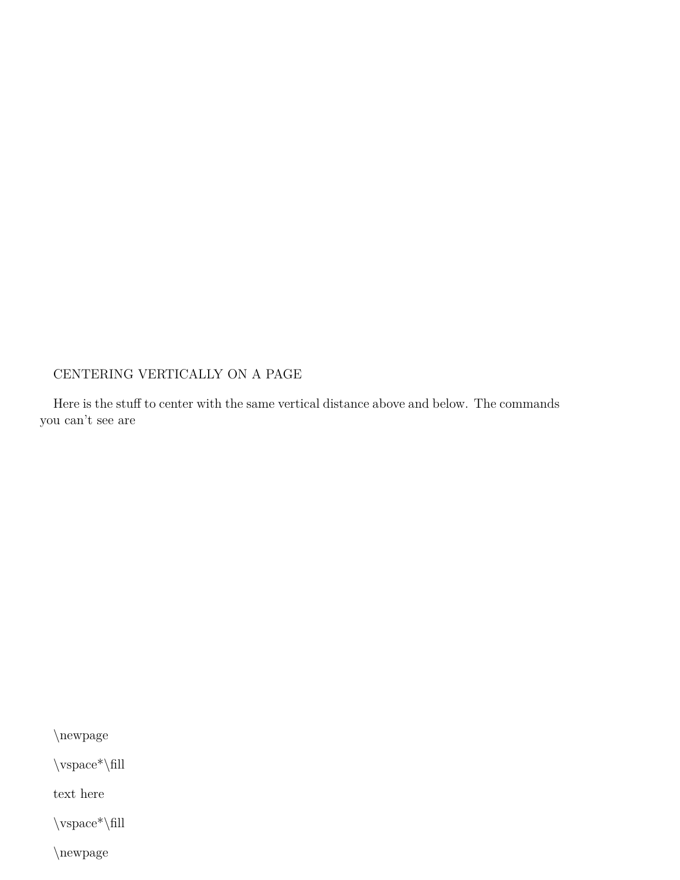CENTERING VERTICALLY ON A PAGE

Here is the stuff to center with the same vertical distance above and below. The commands you can't see are

\newpage

\vspace*\fill

text here

\vspace*\fill

\newpage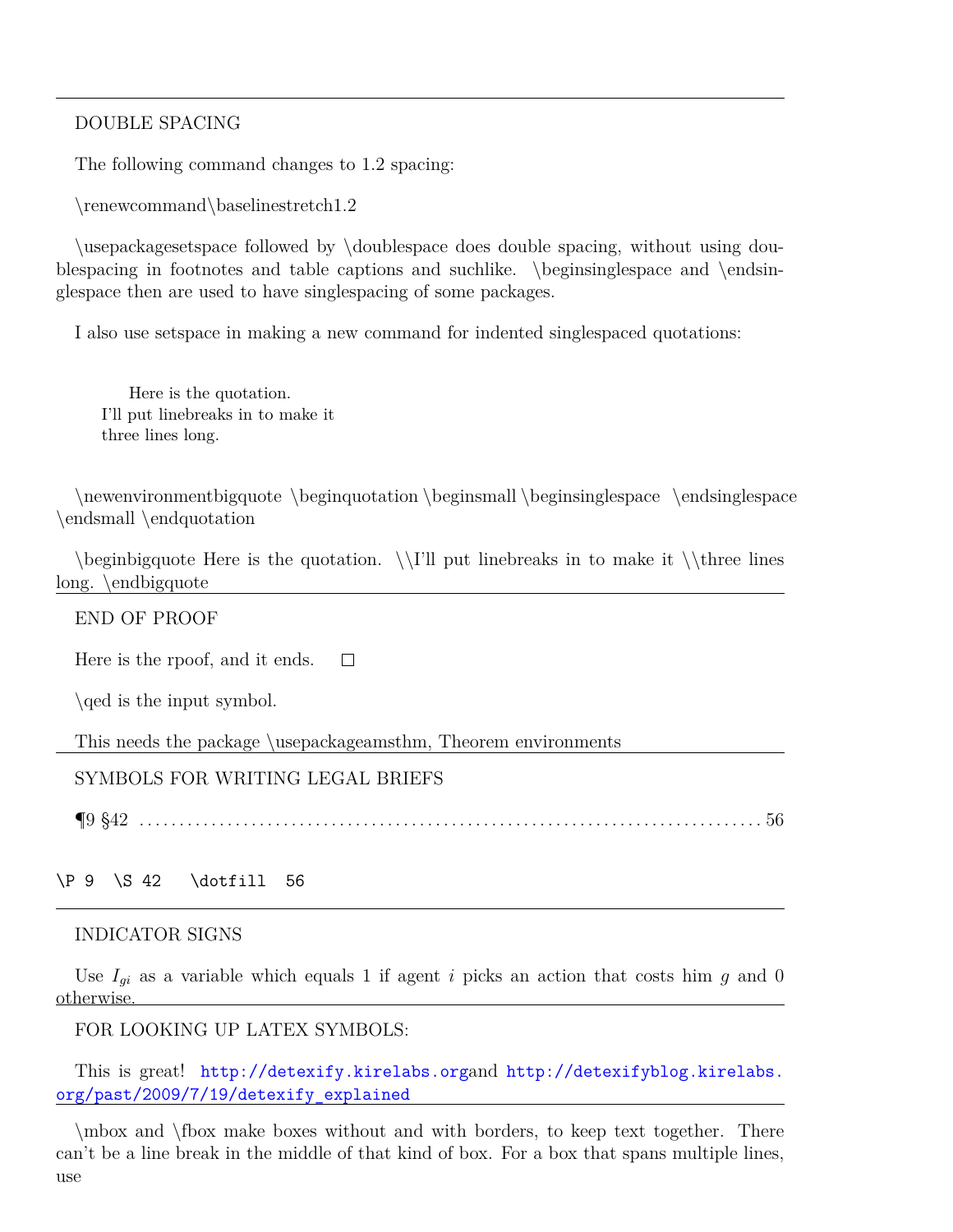---

DOUBLE SPACING

The following command changes to 1.2 spacing:

\renewcommand\baselinestretch1.2

\usepackagesetspace followed by \doublespace does double spacing, without using doublespacing in footnotes and table captions and suchlike. \beginsinglespace and \endsinglespace then are used to have singlespacing of some packages.

I also use setspace in making a new command for indented singlespaced quotations:

> Here is the quotation.
> I'll put linebreaks in to make it
> three lines long.

\newenvironmentbigquote \beginquotation \beginsmall \beginsinglespace \endsinglespace \endsmall \endquotation

\beginbigquote Here is the quotation. \\I'll put linebreaks in to make it \\three lines long. \endbigquote

---

END OF PROOF

Here is the rpoof, and it ends. □

\qed is the input symbol.

This needs the package \usepackageamsthm, Theorem environments

---

SYMBOLS FOR WRITING LEGAL BRIEFS

¶9 §42 ........................................................................... 56

```
\P 9  \S 42   \dotfill  56
```

---

INDICATOR SIGNS

Use $I_{gi}$ as a variable which equals 1 if agent $i$ picks an action that costs him $g$ and 0 otherwise.

---

FOR LOOKING UP LATEX SYMBOLS:

This is great! http://detexify.kirelabs.organd http://detexifyblog.kirelabs.org/past/2009/7/19/detexify_explained

---

\mbox and \fbox make boxes without and with borders, to keep text together. There can't be a line break in the middle of that kind of box. For a box that spans multiple lines, use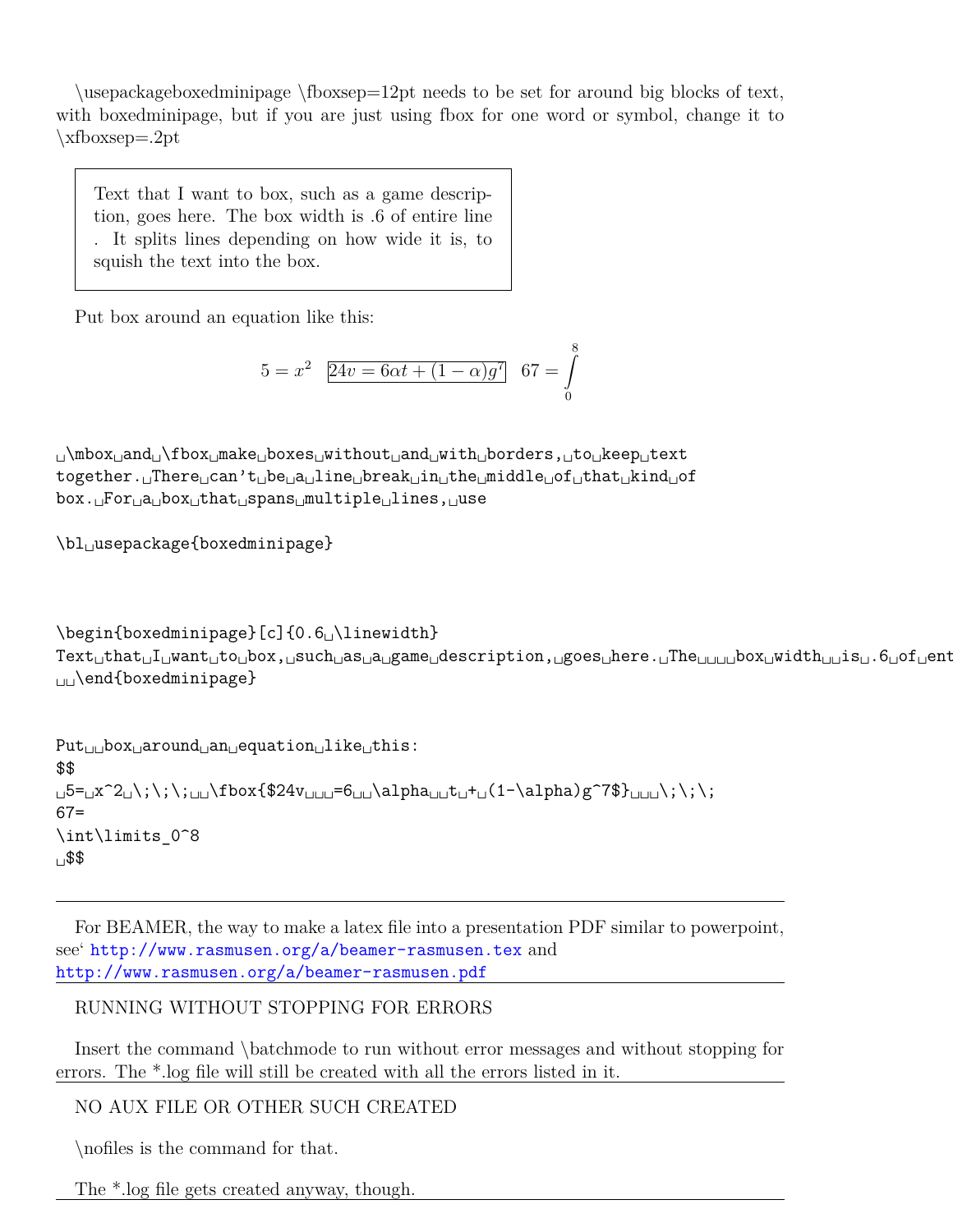\usepackageboxedminipage \fboxsep=12pt needs to be set for around big blocks of text, with boxedminipage, but if you are just using fbox for one word or symbol, change it to \xfboxsep=.2pt

> Text that I want to box, such as a game description, goes here. The box width is .6 of entire line . It splits lines depending on how wide it is, to squish the text into the box.

Put box around an equation like this:

$$5 = x^2 \;\;\; \fbox{$24v = 6\alpha t + (1-\alpha)g^7$} \;\;\; 67 = \int\limits_0^8$$

```
 \mbox and \fbox make boxes without and with borders, to keep text
together. There can't be a line break in the middle of that kind of
box. For a box that spans multiple lines, use

\bl usepackage{boxedminipage}



\begin{boxedminipage}[c]{0.6 \linewidth}
Text that I want to box, such as a game description, goes here. The    box width  is .6 of ent
  \end{boxedminipage}


Put  box around an equation like this:
$$
 5= x^2 \;\;\;  \fbox{$24v   =6  \alpha  t + (1-\alpha)g^7$}   \;\;\;
67=
\int\limits_0^8
 $$
```

---

For BEAMER, the way to make a latex file into a presentation PDF similar to powerpoint, see' http://www.rasmusen.org/a/beamer-rasmusen.tex and http://www.rasmusen.org/a/beamer-rasmusen.pdf

---

RUNNING WITHOUT STOPPING FOR ERRORS

Insert the command \batchmode to run without error messages and without stopping for errors. The *.log file will still be created with all the errors listed in it.

---

NO AUX FILE OR OTHER SUCH CREATED

\nofiles is the command for that.

The *.log file gets created anyway, though.

---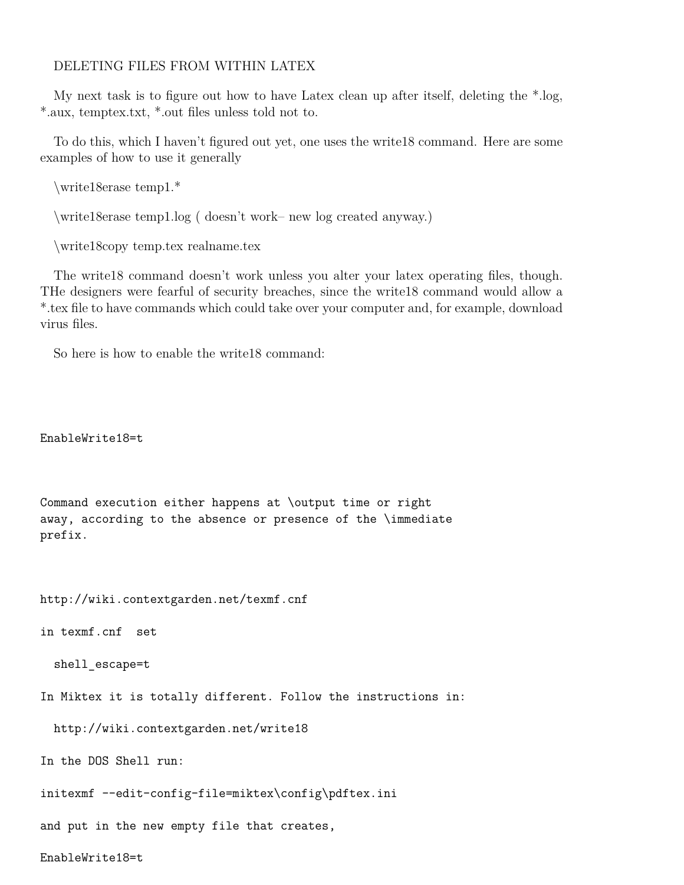DELETING FILES FROM WITHIN LATEX

My next task is to figure out how to have Latex clean up after itself, deleting the *.log, *.aux, temptex.txt, *.out files unless told not to.

To do this, which I haven't figured out yet, one uses the write18 command. Here are some examples of how to use it generally

\write18erase temp1.*

\write18erase temp1.log ( doesn't work– new log created anyway.)

\write18copy temp.tex realname.tex

The write18 command doesn't work unless you alter your latex operating files, though. THe designers were fearful of security breaches, since the write18 command would allow a *.tex file to have commands which could take over your computer and, for example, download virus files.

So here is how to enable the write18 command:

```
EnableWrite18=t



Command execution either happens at \output time or right
away, according to the absence or presence of the \immediate
prefix.



http://wiki.contextgarden.net/texmf.cnf

in texmf.cnf  set

  shell_escape=t

In Miktex it is totally different. Follow the instructions in:

  http://wiki.contextgarden.net/write18

In the DOS Shell run:

initexmf --edit-config-file=miktex\config\pdftex.ini

and put in the new empty file that creates,

EnableWrite18=t
```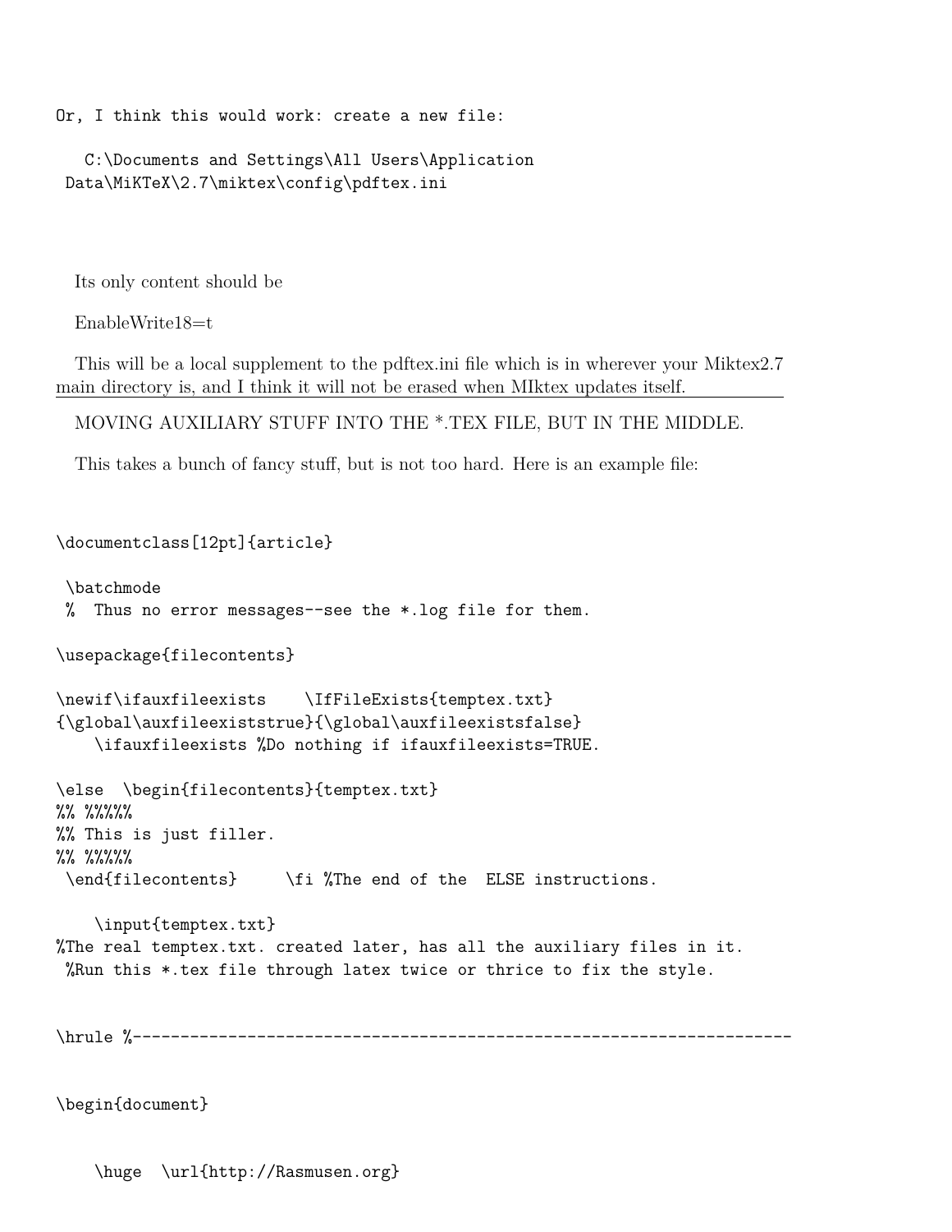```
Or, I think this would work: create a new file:

   C:\Documents and Settings\All Users\Application
 Data\MiKTeX\2.7\miktex\config\pdftex.ini
```

Its only content should be

EnableWrite18=t

This will be a local supplement to the pdftex.ini file which is in wherever your Miktex2.7 main directory is, and I think it will not be erased when MIktex updates itself.

---

MOVING AUXILIARY STUFF INTO THE *.TEX FILE, BUT IN THE MIDDLE.

This takes a bunch of fancy stuff, but is not too hard. Here is an example file:

```
\documentclass[12pt]{article}

 \batchmode
 %  Thus no error messages--see the *.log file for them.

\usepackage{filecontents}

\newif\ifauxfileexists    \IfFileExists{temptex.txt}
{\global\auxfileexiststrue}{\global\auxfileexistsfalse}
    \ifauxfileexists %Do nothing if ifauxfileexists=TRUE.

\else  \begin{filecontents}{temptex.txt}
%% %%%%
%% This is just filler.
%% %%%%
 \end{filecontents}     \fi %The end of the  ELSE instructions.

    \input{temptex.txt}
%The real temptex.txt. created later, has all the auxiliary files in it.
 %Run this *.tex file through latex twice or thrice to fix the style.


\hrule %----------------------------------------------------------------------


\begin{document}


    \huge  \url{http://Rasmusen.org}
```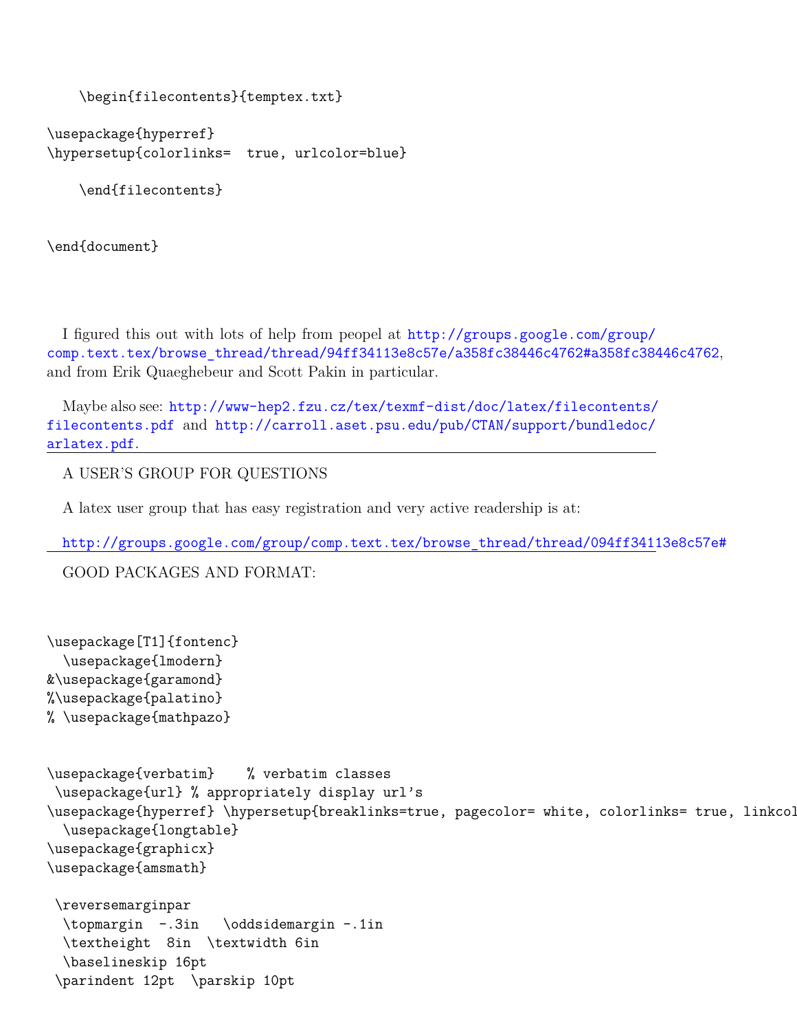```
    \begin{filecontents}{temptex.txt}

\usepackage{hyperref}
\hypersetup{colorlinks=  true, urlcolor=blue}

    \end{filecontents}


\end{document}
```

I figured this out with lots of help from peopel at http://groups.google.com/group/comp.text.tex/browse_thread/thread/94ff34113e8c57e/a358fc38446c4762#a358fc38446c4762, and from Erik Quaeghebeur and Scott Pakin in particular.

Maybe also see: http://www-hep2.fzu.cz/tex/texmf-dist/doc/latex/filecontents/filecontents.pdf and http://carroll.aset.psu.edu/pub/CTAN/support/bundledoc/arlatex.pdf.

---

A USER'S GROUP FOR QUESTIONS

A latex user group that has easy registration and very active readership is at:

http://groups.google.com/group/comp.text.tex/browse_thread/thread/094ff34113e8c57e#

---

GOOD PACKAGES AND FORMAT:

```
\usepackage[T1]{fontenc}
  \usepackage{lmodern}
&\usepackage{garamond}
%\usepackage{palatino}
% \usepackage{mathpazo}


\usepackage{verbatim}    % verbatim classes
 \usepackage{url} % appropriately display url's
\usepackage{hyperref} \hypersetup{breaklinks=true, pagecolor= white, colorlinks= true, linkcol
  \usepackage{longtable}
\usepackage{graphicx}
\usepackage{amsmath}

 \reversemarginpar
  \topmargin  -.3in   \oddsidemargin -.1in
  \textheight  8in  \textwidth 6in
  \baselineskip 16pt
 \parindent 12pt  \parskip 10pt
```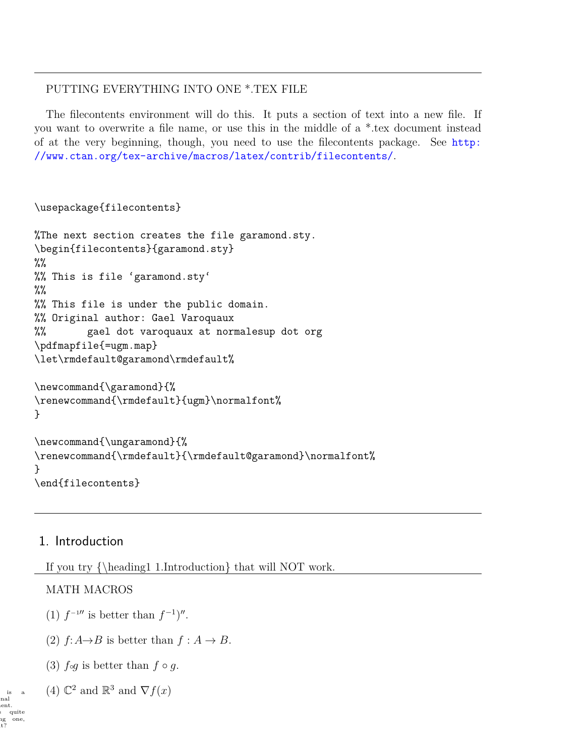---

PUTTING EVERYTHING INTO ONE *.TEX FILE

The filecontents environment will do this. It puts a section of text into a new file. If you want to overwrite a file name, or use this in the middle of a *.tex document instead of at the very beginning, though, you need to use the filecontents package. See http://www.ctan.org/tex-archive/macros/latex/contrib/filecontents/.

```
\usepackage{filecontents}

%The next section creates the file garamond.sty.
\begin{filecontents}{garamond.sty}
%%
%% This is file ‘garamond.sty‘
%%
%% This file is under the public domain.
%% Original author: Gael Varoquaux
%%       gael dot varoquaux at normalesup dot org
\pdfmapfile{=ugm.map}
\let\rmdefault@garamond\rmdefault%

\newcommand{\garamond}{%
\renewcommand{\rmdefault}{ugm}\normalfont%
}

\newcommand{\ungaramond}{%
\renewcommand{\rmdefault}{\rmdefault@garamond}\normalfont%
}
\end{filecontents}
```

---

## 1. Introduction

If you try {\heading1 1.Introduction} that will NOT work.

---

MATH MACROS

(1) $f^{-1\prime\prime}$ is better than $f^{-1})''$.

(2) $f{:}A{\to}B$ is better than $f : A \to B$.

(3) $f{\circ}g$ is better than $f \circ g$.

(4) $\mathbb{C}^2$ and $\mathbb{R}^3$ and $\nabla f(x)$

is a nal ent. quite ng one, t?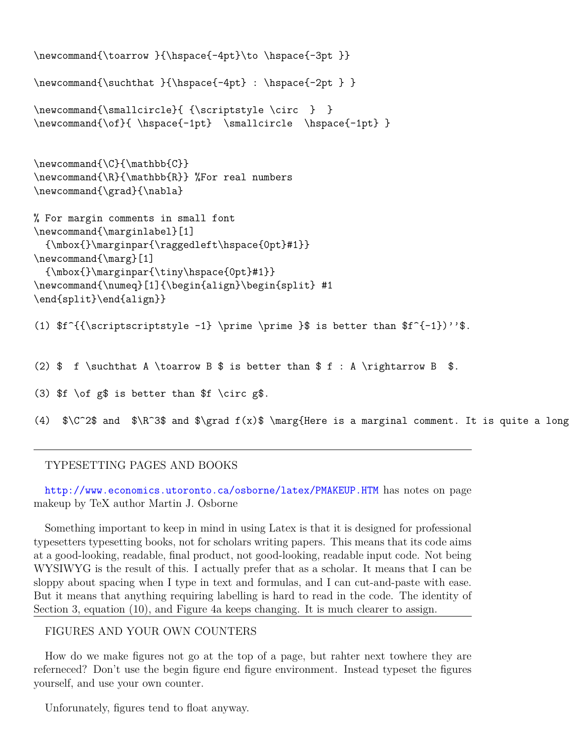```
\newcommand{\toarrow }{\hspace{-4pt}\to \hspace{-3pt }}

\newcommand{\suchthat }{\hspace{-4pt} : \hspace{-2pt } }

\newcommand{\smallcircle}{ {\scriptstyle \circ  }  }
\newcommand{\of}{ \hspace{-1pt}  \smallcircle  \hspace{-1pt} }


\newcommand{\C}{\mathbb{C}}
\newcommand{\R}{\mathbb{R}} %For real numbers
\newcommand{\grad}{\nabla}

% For margin comments in small font
\newcommand{\marginlabel}[1]
  {\mbox{}\marginpar{\raggedleft\hspace{0pt}#1}}
\newcommand{\marg}[1]
  {\mbox{}\marginpar{\tiny\hspace{0pt}#1}}
\newcommand{\numeq}[1]{\begin{align}\begin{split} #1
\end{split}\end{align}}

(1) $f^{{\scriptscriptstyle -1} \prime \prime }$ is better than $f^{-1})''$.


(2) $  f \suchthat A \toarrow B $ is better than $ f : A \rightarrow B  $.

(3) $f \of g$ is better than $f \circ g$.

(4)  $\C^2$ and  $\R^3$ and $\grad f(x)$ \marg{Here is a marginal comment. It is quite a long
```

---

TYPESETTING PAGES AND BOOKS

http://www.economics.utoronto.ca/osborne/latex/PMAKEUP.HTM has notes on page makeup by TeX author Martin J. Osborne

Something important to keep in mind in using Latex is that it is designed for professional typesetters typesetting books, not for scholars writing papers. This means that its code aims at a good-looking, readable, final product, not good-looking, readable input code. Not being WYSIWYG is the result of this. I actually prefer that as a scholar. It means that I can be sloppy about spacing when I type in text and formulas, and I can cut-and-paste with ease. But it means that anything requiring labelling is hard to read in the code. The identity of Section 3, equation (10), and Figure 4a keeps changing. It is much clearer to assign.

---

FIGURES AND YOUR OWN COUNTERS

How do we make figures not go at the top of a page, but rahter next towhere they are referneced? Don't use the begin figure end figure environment. Instead typeset the figures yourself, and use your own counter.

Unforunately, figures tend to float anyway.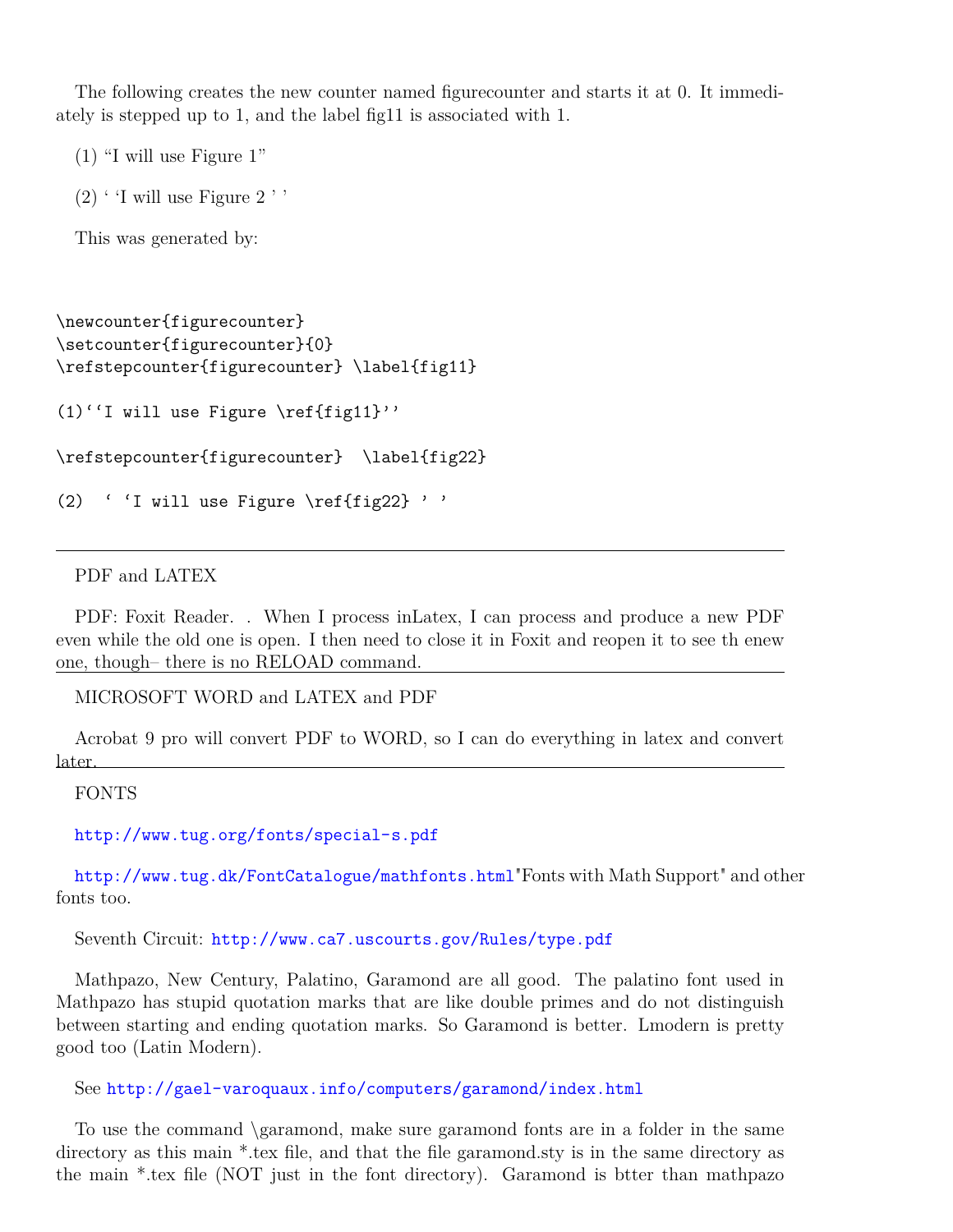The following creates the new counter named figurecounter and starts it at 0. It immediately is stepped up to 1, and the label fig11 is associated with 1.

(1) “I will use Figure 1”

(2) ‘ ‘I will use Figure 2 ’ ’

This was generated by:

```
\newcounter{figurecounter}
\setcounter{figurecounter}{0}
\refstepcounter{figurecounter} \label{fig11}

(1)‘‘I will use Figure \ref{fig11}’’

\refstepcounter{figurecounter}  \label{fig22}

(2)  ‘ ‘I will use Figure \ref{fig22} ’ ’
```

---

PDF and LATEX

PDF: Foxit Reader. . When I process inLatex, I can process and produce a new PDF even while the old one is open. I then need to close it in Foxit and reopen it to see th enew one, though– there is no RELOAD command.

---

MICROSOFT WORD and LATEX and PDF

Acrobat 9 pro will convert PDF to WORD, so I can do everything in latex and convert later.

---

FONTS

http://www.tug.org/fonts/special-s.pdf

http://www.tug.dk/FontCatalogue/mathfonts.html"Fonts with Math Support" and other fonts too.

Seventh Circuit: http://www.ca7.uscourts.gov/Rules/type.pdf

Mathpazo, New Century, Palatino, Garamond are all good. The palatino font used in Mathpazo has stupid quotation marks that are like double primes and do not distinguish between starting and ending quotation marks. So Garamond is better. Lmodern is pretty good too (Latin Modern).

See http://gael-varoquaux.info/computers/garamond/index.html

To use the command \garamond, make sure garamond fonts are in a folder in the same directory as this main *.tex file, and that the file garamond.sty is in the same directory as the main *.tex file (NOT just in the font directory). Garamond is btter than mathpazo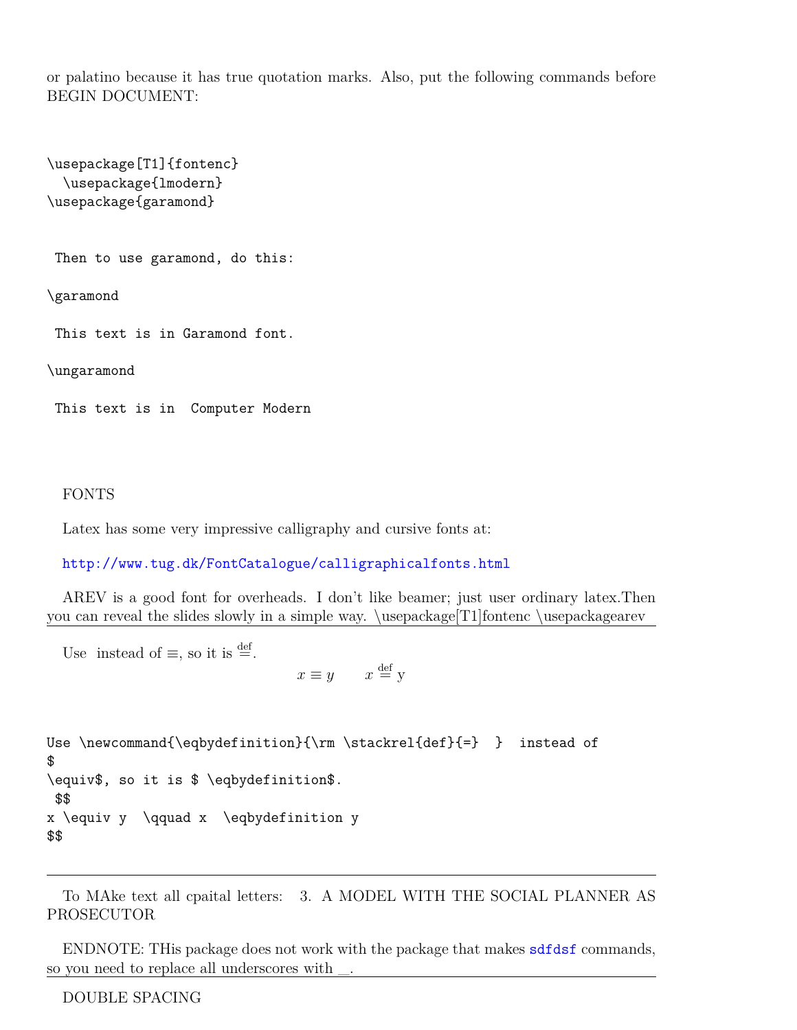or palatino because it has true quotation marks. Also, put the following commands before BEGIN DOCUMENT:

```
\usepackage[T1]{fontenc}
  \usepackage{lmodern}
\usepackage{garamond}


 Then to use garamond, do this:

\garamond

 This text is in Garamond font.

\ungaramond

 This text is in  Computer Modern
```

FONTS

Latex has some very impressive calligraphy and cursive fonts at:

http://www.tug.dk/FontCatalogue/calligraphicalfonts.html

AREV is a good font for overheads. I don't like beamer; just user ordinary latex.Then you can reveal the slides slowly in a simple way. \usepackage[T1]fontenc \usepackagearev

---

Use instead of $\equiv$, so it is $\stackrel{\rm def}{=}$.

$$
x \equiv y \qquad x \stackrel{\rm def}{=} {\rm y}
$$

```
Use \newcommand{\eqbydefinition}{\rm \stackrel{def}{=}  }  instead of
$
\equiv$, so it is $ \eqbydefinition$.
 $$
x \equiv y  \qquad x  \eqbydefinition y
$$
```

---

To MAke text all cpaital letters: 3. A MODEL WITH THE SOCIAL PLANNER AS PROSECUTOR

ENDNOTE: THis package does not work with the package that makes sdfdsf commands, so you need to replace all underscores with \_.

---

DOUBLE SPACING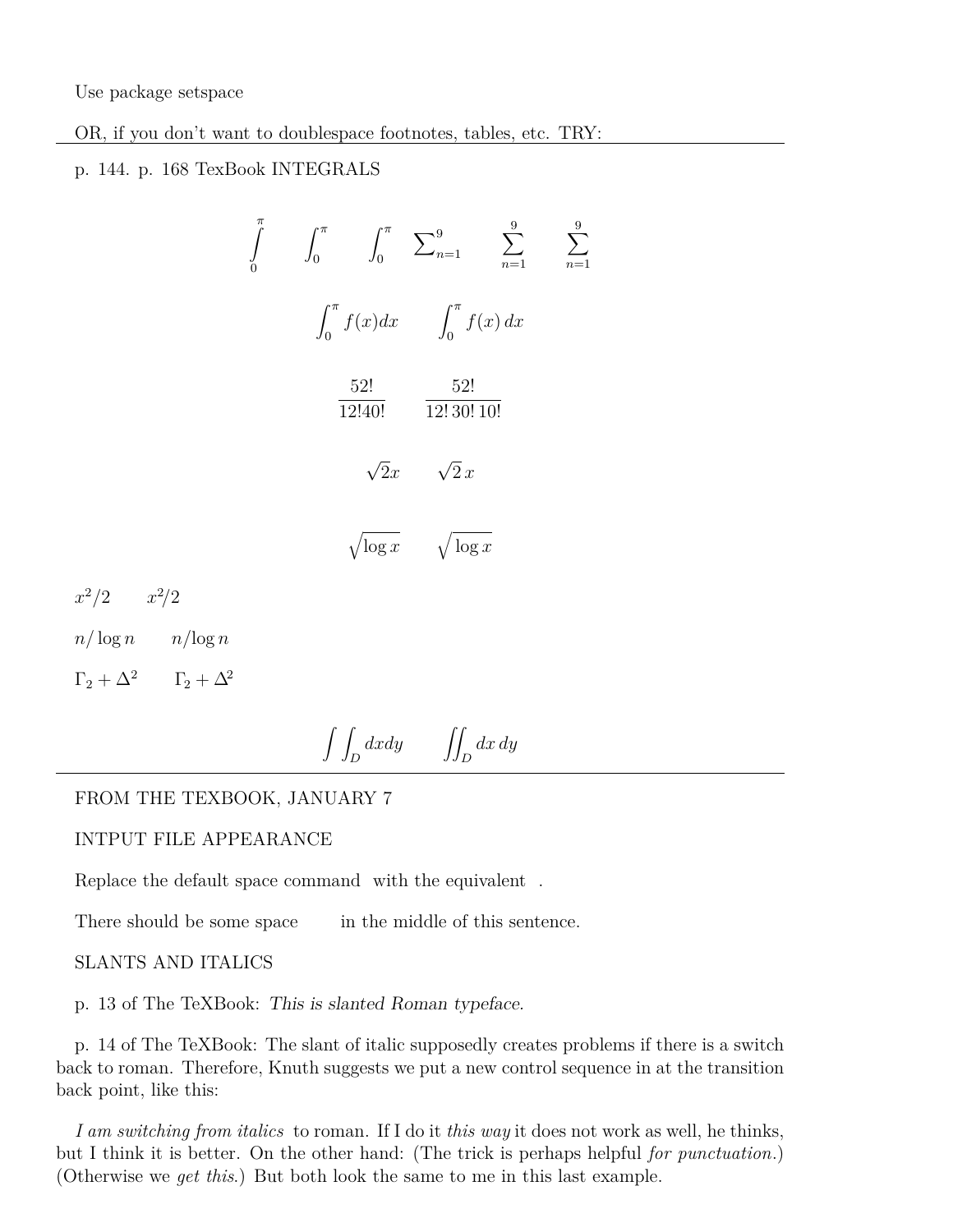Use package setspace

OR, if you don't want to doublespace footnotes, tables, etc. TRY:

---

p. 144. p. 168 TexBook INTEGRALS

$$\int\limits_0^\pi \qquad \int_0^\pi \qquad \int_0^\pi \quad \textstyle\sum_{n=1}^9 \qquad \sum_{n=1}^9 \qquad \sum_{n=1}^9$$

$$\int_0^\pi f(x)dx \qquad \int_0^\pi f(x)\,dx$$

$$\frac{52!}{12!40!} \qquad \frac{52!}{12!\,30!\,10!}$$

$$\sqrt{2}x \qquad \sqrt{2}\,x$$

$$\sqrt{\log x} \qquad \sqrt{\,\log x}$$

$x^2/2 \qquad x^2\!/2$

$n/\log n \qquad n/\!\log n$

$\Gamma_2 + \Delta^2 \qquad \Gamma_{\!2} + \Delta^{\!2}$

$$\int\int_D dxdy \qquad \int\!\!\int_D dx\,dy$$

---

FROM THE TEXBOOK, JANUARY 7

INTPUT FILE APPEARANCE

Replace the default space command  with the equivalent  .

There should be some space          in the middle of this sentence.

SLANTS AND ITALICS

p. 13 of The TeXBook: *This is slanted Roman typeface*.

p. 14 of The TeXBook: The slant of italic supposedly creates problems if there is a switch back to roman. Therefore, Knuth suggests we put a new control sequence in at the transition back point, like this:

*I am switching from italics* to roman. If I do it *this way* it does not work as well, he thinks, but I think it is better. On the other hand: (The trick is perhaps helpful *for punctuation*.) (Otherwise we *get this*.) But both look the same to me in this last example.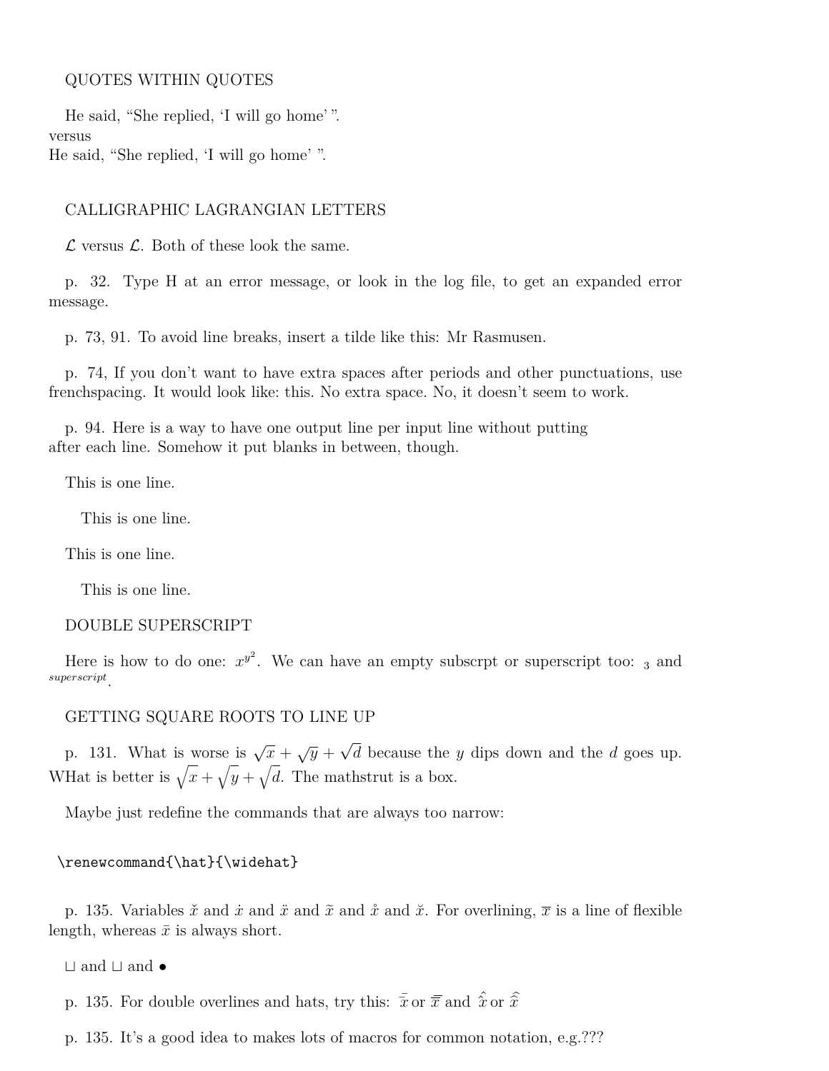QUOTES WITHIN QUOTES

He said, “She replied, ‘I will go home’ ”.
versus
He said, “She replied, ‘I will go home’ ”.

CALLIGRAPHIC LAGRANGIAN LETTERS

$\mathcal{L}$ versus $\mathcal{L}$. Both of these look the same.

p. 32. Type H at an error message, or look in the log file, to get an expanded error message.

p. 73, 91. To avoid line breaks, insert a tilde like this: Mr Rasmusen.

p. 74, If you don’t want to have extra spaces after periods and other punctuations, use frenchspacing. It would look like: this. No extra space. No, it doesn’t seem to work.

p. 94. Here is a way to have one output line per input line without putting
after each line. Somehow it put blanks in between, though.

This is one line.

This is one line.

This is one line.

This is one line.

DOUBLE SUPERSCRIPT

Here is how to do one: $x^{y^2}$. We can have an empty subscrpt or superscript too: ${}_3$ and ${}_{superscript}$.

GETTING SQUARE ROOTS TO LINE UP

p. 131. What is worse is $\sqrt{x} + \sqrt{y} + \sqrt{d}$ because the $y$ dips down and the $d$ goes up. WHat is better is $\sqrt{\mathstrut x} + \sqrt{\mathstrut y} + \sqrt{\mathstrut d}$. The mathstrut is a box.

Maybe just redefine the commands that are always too narrow:

```
\renewcommand{\hat}{\widehat}
```

p. 135. Variables $\check{x}$ and $\dot{x}$ and $\ddot{x}$ and $\widetilde{x}$ and $\mathring{x}$ and $\breve{x}$. For overlining, $\overline{x}$ is a line of flexible length, whereas $\bar{x}$ is always short.

$\sqcup$ and $\sqcup$ and $\bullet$

p. 135. For double overlines and hats, try this: $\bar{\bar{x}}$ or $\overline{\overline{x}}$ and $\hat{\hat{x}}$ or $\widehat{\widehat{x}}$

p. 135. It’s a good idea to makes lots of macros for common notation, e.g.???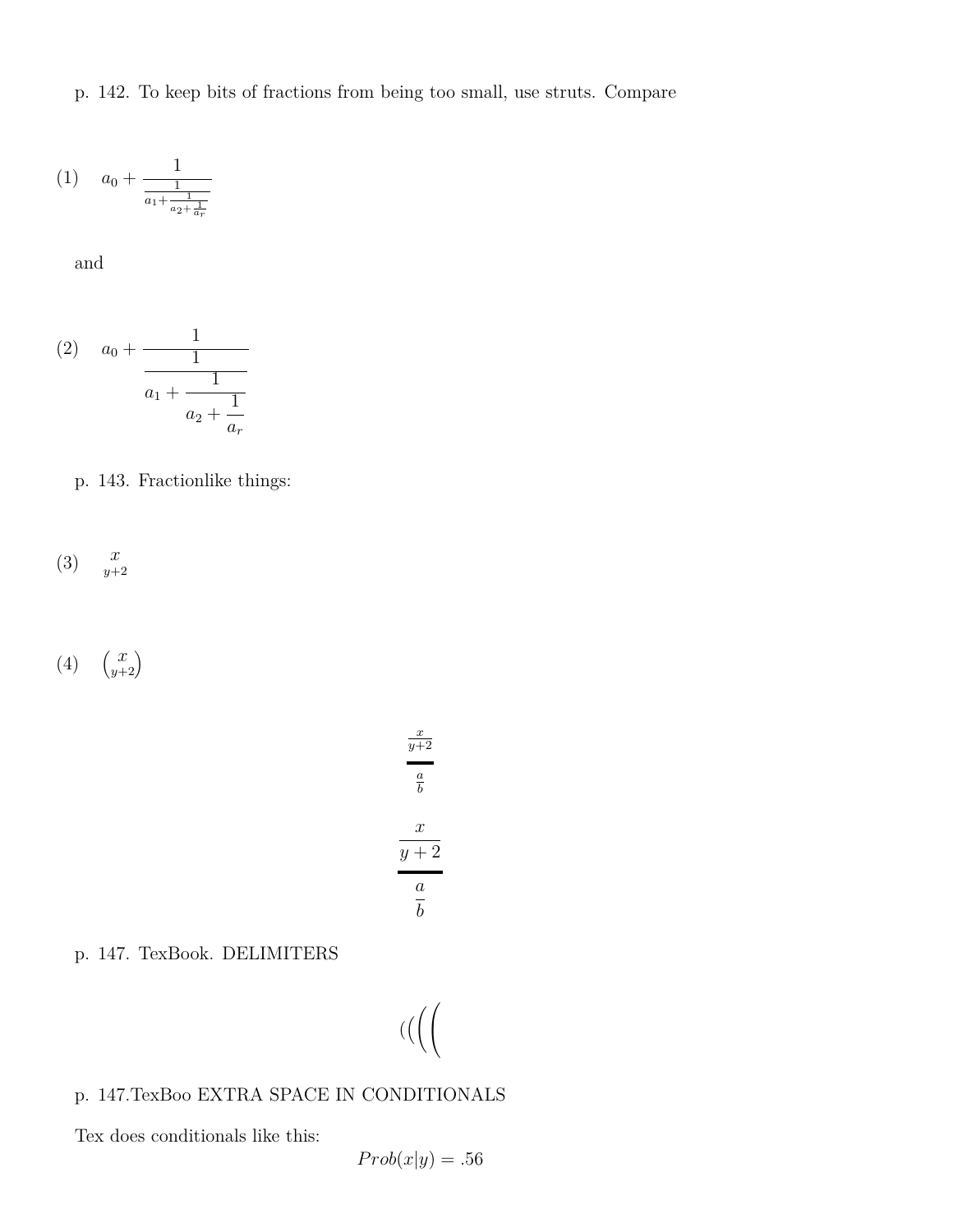p. 142. To keep bits of fractions from being too small, use struts. Compare

$$a_0 + \frac{1}{\frac{1}{a_1+\frac{1}{a_2+\frac{1}{a_r}}}} \tag{1}$$

and

$$a_0 + \cfrac{1}{\cfrac{1}{a_1+\cfrac{1}{a_2+\cfrac{1}{a_r}}}} \tag{2}$$

p. 143. Fractionlike things:

$$\genfrac{}{}{0pt}{1}{x}{y+2} \tag{3}$$

$$\binom{x}{y+2} \tag{4}$$

$$\genfrac{}{}{2pt}{1}{\frac{x}{y+2}}{\frac{a}{b}}$$

$$\genfrac{}{}{2pt}{0}{\frac{x}{y+2}}{\frac{a}{b}}$$

p. 147. TexBook. DELIMITERS

$$(\bigl(\Bigl(\biggl(\Biggl($$

p. 147.TexBoo EXTRA SPACE IN CONDITIONALS

Tex does conditionals like this:

$$Prob(x|y) = .56$$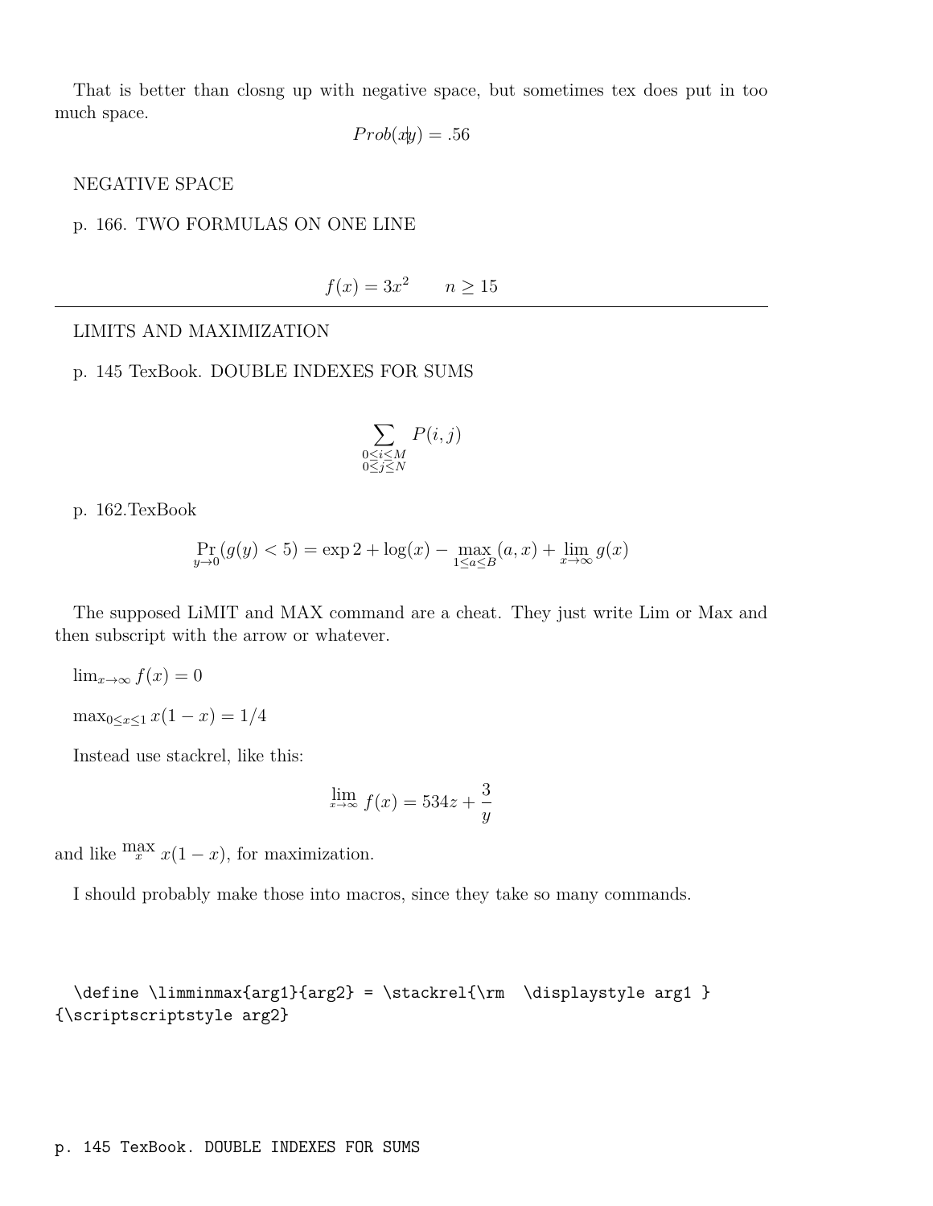That is better than closng up with negative space, but sometimes tex does put in too much space.

$$Prob(x\!\!|\!\!y) = .56$$

NEGATIVE SPACE

p. 166. TWO FORMULAS ON ONE LINE

$$f(x) = 3x^2 \qquad n \geq 15$$

---

LIMITS AND MAXIMIZATION

p. 145 TexBook. DOUBLE INDEXES FOR SUMS

$$\sum_{\substack{0 \leq i \leq M \\ 0 \leq j \leq N}} P(i,j)$$

p. 162.TexBook

$$\Pr_{y \to 0}(g(y) < 5) = \exp 2 + \log(x) - \max_{1 \leq a \leq B}(a,x) + \lim_{x \to \infty} g(x)$$

The supposed LiMIT and MAX command are a cheat. They just write Lim or Max and then subscript with the arrow or whatever.

$\lim_{x\to\infty} f(x) = 0$

$\max_{0\leq x \leq 1} x(1-x) = 1/4$

Instead use stackrel, like this:

$$\stackrel{\rm lim}{\scriptscriptstyle x\to\infty} f(x) = 534z + \frac{3}{y}$$

and like $\stackrel{\rm max}{\scriptscriptstyle x} x(1-x)$, for maximization.

I should probably make those into macros, since they take so many commands.

```
\define \limminmax{arg1}{arg2} = \stackrel{\rm  \displaystyle arg1 }
{\scriptscriptstyle arg2}
```

```
p. 145 TexBook. DOUBLE INDEXES FOR SUMS
```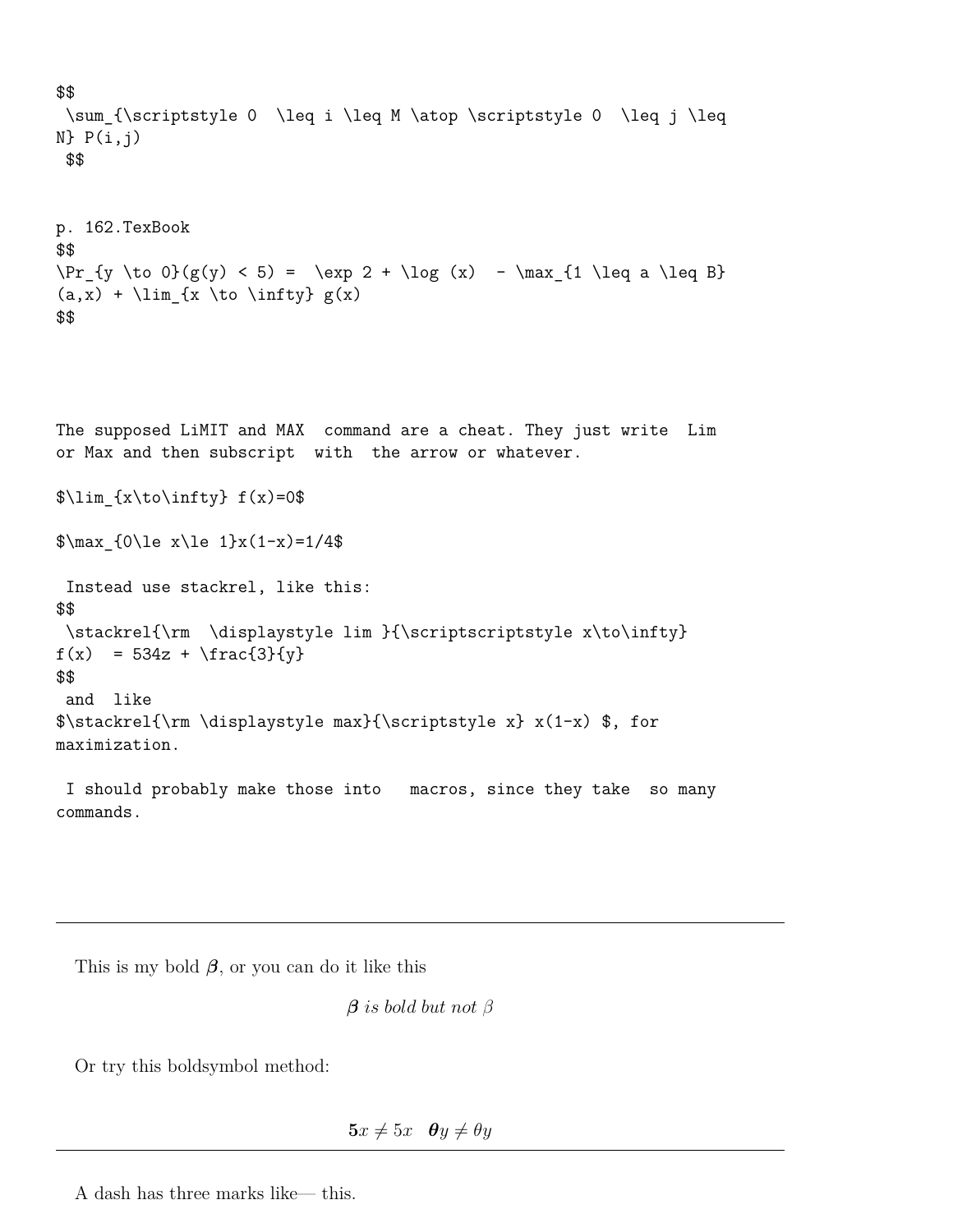```
$$
 \sum_{\scriptstyle 0  \leq i \leq M \atop \scriptstyle 0  \leq j \leq
N} P(i,j)
 $$


p. 162.TexBook
$$
\Pr_{y \to 0}(g(y) < 5) =  \exp 2 + \log (x)  - \max_{1 \leq a \leq B}
(a,x) + \lim_{x \to \infty} g(x)
$$




The supposed LiMIT and MAX  command are a cheat. They just write  Lim
or Max and then subscript  with  the arrow or whatever.

$\lim_{x\to\infty} f(x)=0$

$\max_{0\le x\le 1}x(1-x)=1/4$

 Instead use stackrel, like this:
$$
 \stackrel{\rm  \displaystyle lim }{\scriptscriptstyle x\to\infty}
f(x)  = 534z + \frac{3}{y}
$$
 and  like
$\stackrel{\rm \displaystyle max}{\scriptstyle x} x(1-x) $, for
maximization.

 I should probably make those into   macros, since they take  so many
commands.
```

---

This is my bold $\boldsymbol{\beta}$, or you can do it like this

$$\boldsymbol{\beta} \textit{ is bold but not } \beta$$

Or try this boldsymbol method:

$$\mathbf{5}x \neq 5x \quad \boldsymbol{\theta}y \neq \theta y$$

---

A dash has three marks like— this.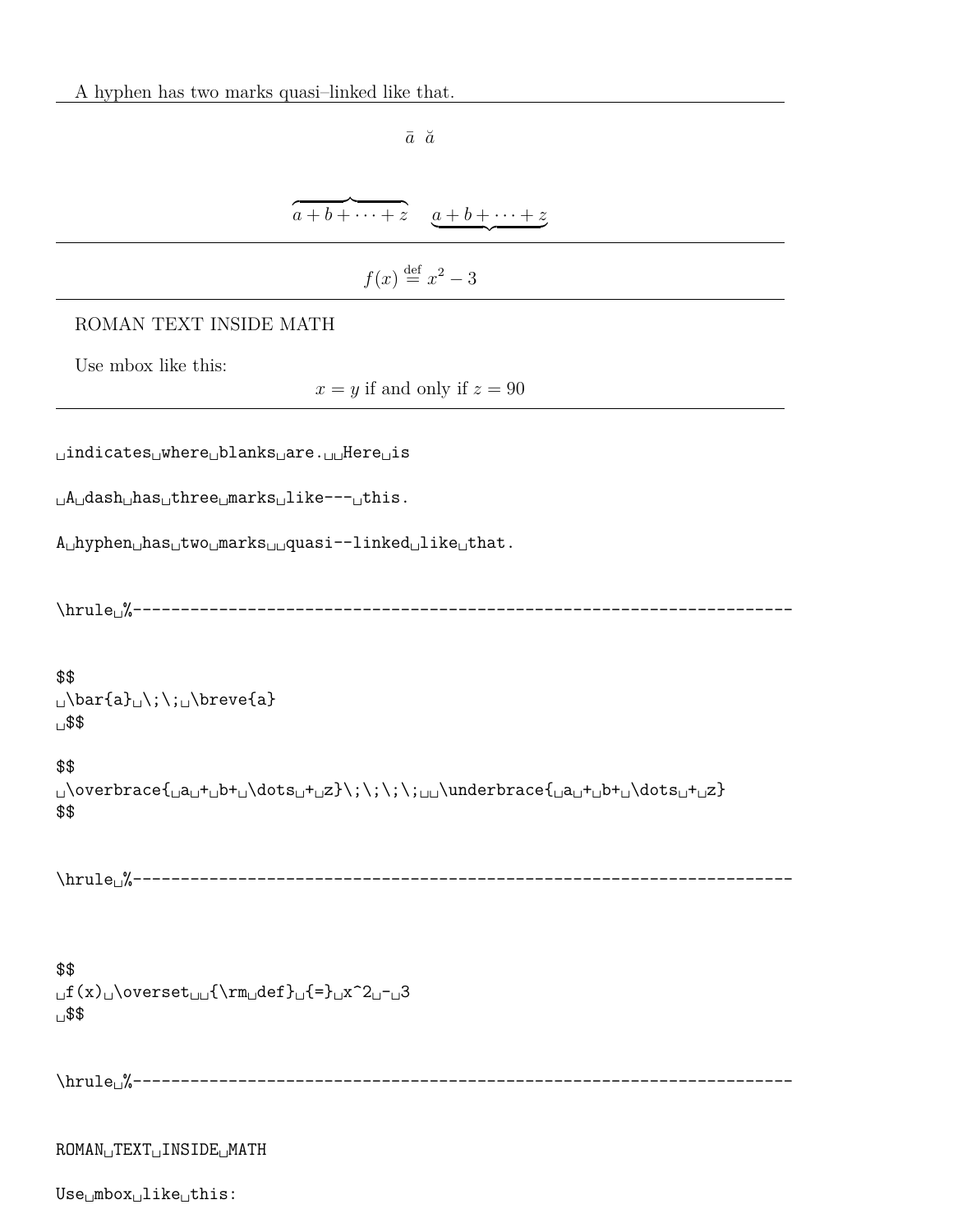A hyphen has two marks quasi–linked like that.

---

$$
\bar{a} \;\; \breve{a}
$$

$$
\overbrace{a + b + \dots + z}\;\;\;\;\underbrace{a + b + \dots + z}
$$

---

$$
f(x) \overset{\rm def}{=} x^2 - 3
$$

---

ROMAN TEXT INSIDE MATH

Use mbox like this:

$$
x = y \mbox{ if and only if } z = 90
$$

---

```
␣indicates␣where␣blanks␣are.␣␣Here␣is

␣A␣dash␣has␣three␣marks␣like---␣this.

A␣hyphen␣has␣two␣marks␣␣quasi--linked␣like␣that.


\hrule␣%---------------------------------------------------------------------


$$
␣\bar{a}␣\;\;␣\breve{a}
␣$$

$$
␣\overbrace{␣a␣+␣b+␣\dots␣+␣z}\;\;\;\;␣␣\underbrace{␣a␣+␣b+␣\dots␣+␣z}
$$


\hrule␣%---------------------------------------------------------------------



$$
␣f(x)␣\overset␣␣{\rm␣def}␣{=}␣x^2␣-␣3
␣$$


\hrule␣%---------------------------------------------------------------------


ROMAN␣TEXT␣INSIDE␣MATH

Use␣mbox␣like␣this:
```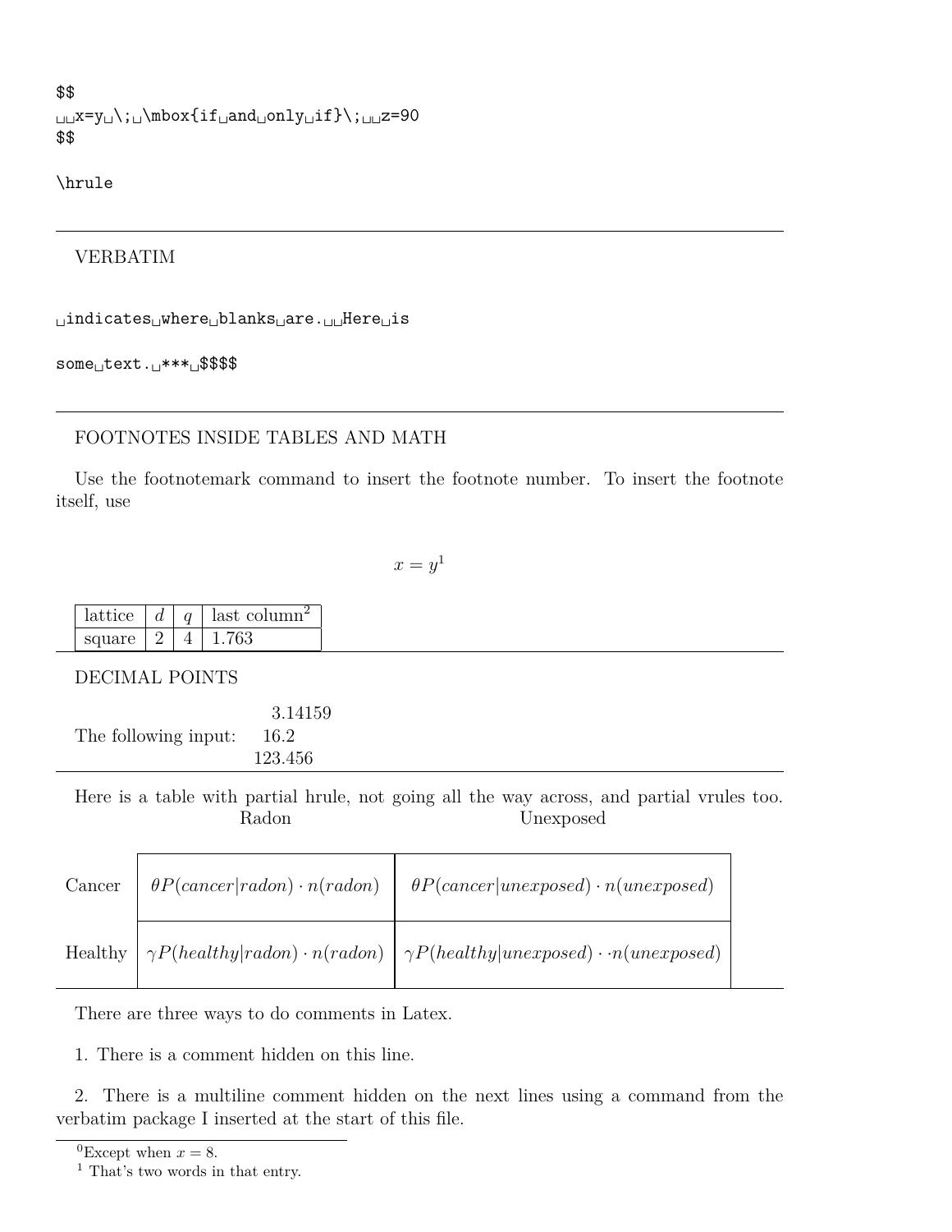```
$$
␣␣x=y␣\;␣\mbox{if␣and␣only␣if}\;␣␣z=90
$$

\hrule
```

---

VERBATIM

```
␣indicates␣where␣blanks␣are.␣␣Here␣is

some␣text.␣***␣$$$$
```

---

FOOTNOTES INSIDE TABLES AND MATH

Use the footnotemark command to insert the footnote number. To insert the footnote itself, use

$$x = y^1$$

| lattice | $d$ | $q$ | last column[2] |
|---|---|---|---|
| square | 2 | 4 | 1.763 |

---

DECIMAL POINTS

| The following input: | |
|---|---|
| | 3.14159 |
| | 16.2 |
| | 123.456 |

---

Here is a table with partial hrule, not going all the way across, and partial vrules too.

| | Radon | Unexposed |
|---|---|---|
| Cancer | $\theta P(cancer\|radon) \cdot n(radon)$ | $\theta P(cancer\|unexposed) \cdot n(unexposed)$ |
| Healthy | $\gamma P(healthy\|radon) \cdot n(radon)$ | $\gamma P(healthy\|unexposed) \cdot \cdot n(unexposed)$ |

There are three ways to do comments in Latex.

1. There is a comment hidden on this line.

2. There is a multiline comment hidden on the next lines using a command from the verbatim package I inserted at the start of this file.

---

[0]Except when $x = 8$.

[1] That's two words in that entry.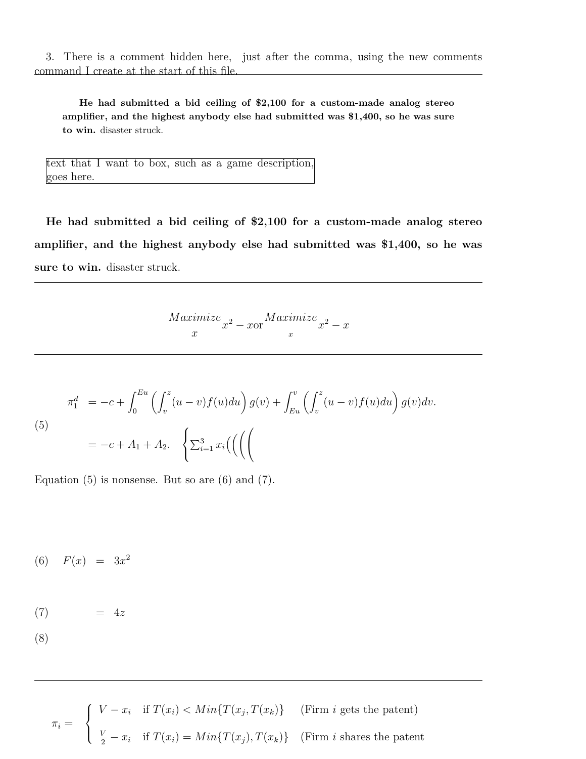3. There is a comment hidden here, just after the comma, using the new comments command I create at the start of this file.

---

> **He had submitted a bid ceiling of $2,100 for a custom-made analog stereo amplifier, and the highest anybody else had submitted was $1,400, so he was sure to win.** disaster struck.

| text that I want to box, such as a game description, goes here. |
|---|

**He had submitted a bid ceiling of $2,100 for a custom-made analog stereo amplifier, and the highest anybody else had submitted was $1,400, so he was sure to win.** disaster struck.

---

$$\underset{x}{Maximize}\, x^2 - x \text{or} \underset{x}{Maximize}\, x^2 - x$$

---

$$\begin{aligned} \pi_1^d &= -c + \int_0^{Eu} \left( \int_v^z (u-v) f(u) du \right) g(v) + \int_{Eu}^{v} \left( \int_v^z (u-v) f(u) du \right) g(v) dv. \\ &= -c + A_1 + A_2. \quad \left\{ \sum_{i=1}^{3} x_i \left( \left( \left( \left( \right.\right.\right.\right.\right. \end{aligned} \tag{5}$$

Equation (5) is nonsense. But so are (6) and (7).

$$F(x) = 3x^2 \tag{6}$$

$$= 4z \tag{7}$$

$$\tag{8}$$

---

$$\pi_i = \left\{ \begin{array}{lll} V - x_i & \text{if } T(x_i) < Min\{T(x_j, T(x_k)\} & \text{(Firm } i \text{ gets the patent)} \\ \frac{V}{2} - x_i & \text{if } T(x_i) = Min\{T(x_j), T(x_k)\} & \text{(Firm } i \text{ shares the patent} \end{array} \right.$$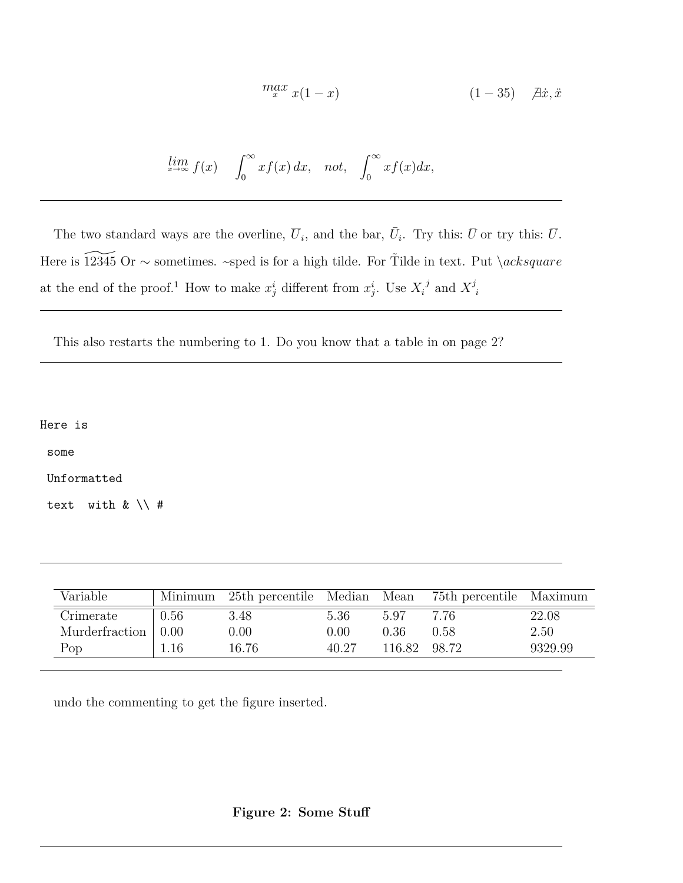$$\underset{x}{max}\ x(1-x) \qquad (1-35) \quad \nexists \dot{x}, \ddot{x}$$

$$\lim_{x\to\infty} f(x) \quad \int_0^\infty x f(x)\, dx, \quad not, \quad \int_0^\infty x f(x) dx,$$

---

The two standard ways are the overline, $\overline{U}_i$, and the bar, $\bar{U}_i$. Try this: $\bar{U}$ or try this: $\overline{U}$. Here is $\widetilde{12345}$ Or ∼ sometimes. ~sped is for a high tilde. For T̃ilde in text. Put $\backslash acksquare$ at the end of the proof.[1] How to make $x_j^i$ different from $x^i_j$. Use $X_i{}^j$ and $X^j{}_i$

---

This also restarts the numbering to 1. Do you know that a table in on page 2?

---

```
Here is
 some
 Unformatted
 text  with & \\ #
```

---

| Variable | Minimum | 25th percentile | Median | Mean | 75th percentile | Maximum |
|---|---|---|---|---|---|---|
| Crimerate | 0.56 | 3.48 | 5.36 | 5.97 | 7.76 | 22.08 |
| Murderfraction | 0.00 | 0.00 | 0.00 | 0.36 | 0.58 | 2.50 |
| Pop | 1.16 | 16.76 | 40.27 | 116.82 | 98.72 | 9329.99 |

---

undo the commenting to get the figure inserted.

**Figure 2: Some Stuff**

---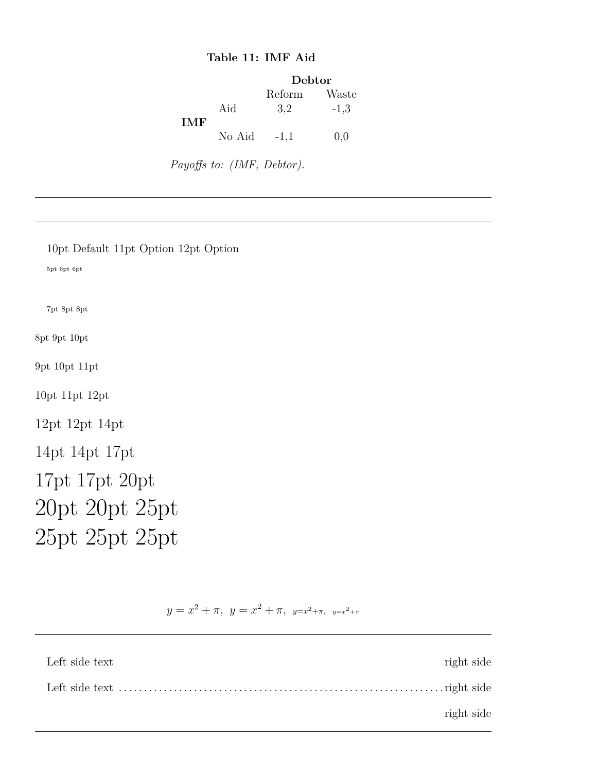**Table 11: IMF Aid**

| | | Debtor | |
|---|---|---|---|
| | | Reform | Waste |
| **IMF** | Aid | 3,2 | -1,3 |
| | No Aid | -1,1 | 0,0 |

*Payoffs to: (IMF, Debtor).*

---

---

10pt Default 11pt Option 12pt Option

5pt 6pt 6pt

7pt 8pt 8pt

8pt 9pt 10pt

9pt 10pt 11pt

10pt 11pt 12pt

12pt 12pt 14pt

14pt 14pt 17pt

17pt 17pt 20pt

20pt 20pt 25pt

25pt 25pt 25pt

$$y = x^2 + \pi, \; y = x^2 + \pi, \; {\scriptstyle y=x^2+\pi}, \; {\scriptscriptstyle y=x^2+\pi}$$

---

Left side text                                                                 right side

Left side text .................................................................right side

                                                                               right side

---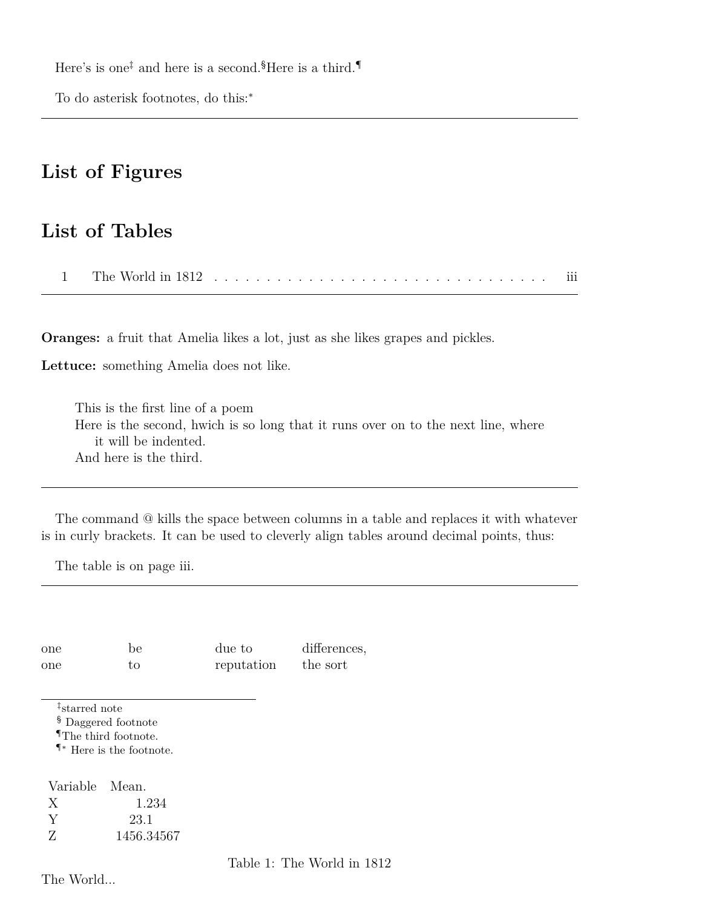Here's is one[‡] and here is a second.[§]Here is a third.[¶]

To do asterisk footnotes, do this:[*]

---

## List of Figures

## List of Tables

1 The World in 1812 . . . . . . . . . . . . . . . . . . . . . . . . . . . . . . . . . iii

---

**Oranges:** a fruit that Amelia likes a lot, just as she likes grapes and pickles.

**Lettuce:** something Amelia does not like.

> This is the first line of a poem
> Here is the second, hwich is so long that it runs over on to the next line, where it will be indented.
> And here is the third.

---

The command @ kills the space between columns in a table and replaces it with whatever is in curly brackets. It can be used to cleverly align tables around decimal points, thus:

The table is on page iii.

---

| one | be | due to | differences, |
|---|---|---|---|
| one | to | reputation | the sort |

[‡]starred note
[§] Daggered footnote
[¶]The third footnote.
[¶*] Here is the footnote.

| Variable | Mean. |
|---|---|
| X | 1.234 |
| Y | 23.1 |
| Z | 1456.34567 |

Table 1: The World in 1812

The World...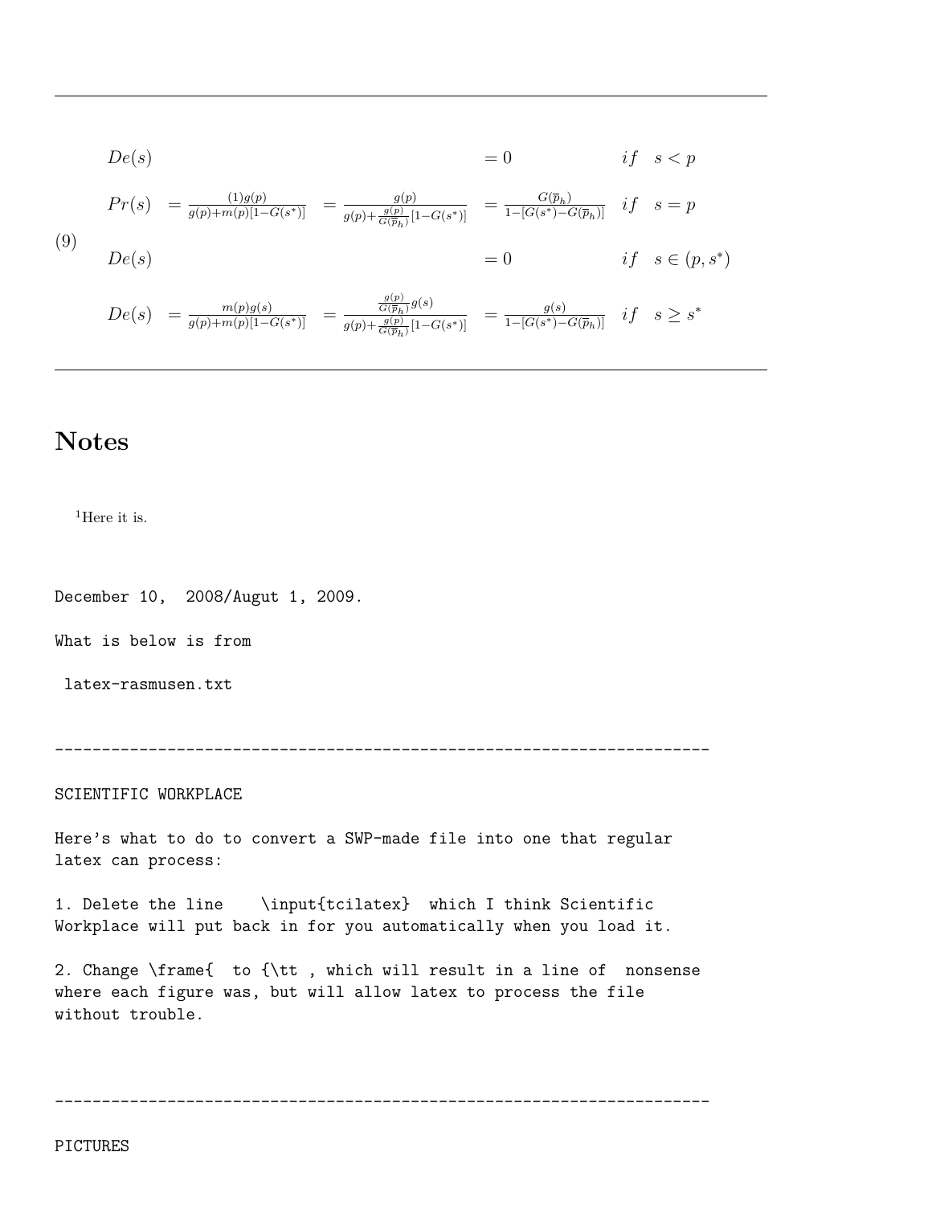---

$$
(9) \quad
\begin{array}{llllll}
De(s) & & & = 0 & if & s < p \\
Pr(s) & = \frac{(1)g(p)}{g(p)+m(p)[1-G(s^*)]} & = \frac{g(p)}{g(p)+\frac{g(p)}{G(\overline{p}_h)}[1-G(s^*)]} & = \frac{G(\overline{p}_h)}{1-[G(s^*)-G(\overline{p}_h)]} & if & s = p \\
De(s) & & & = 0 & if & s \in (p, s^*) \\
De(s) & = \frac{m(p)g(s)}{g(p)+m(p)[1-G(s^*)]} & = \frac{\frac{g(p)}{G(\overline{p}_h)}g(s)}{g(p)+\frac{g(p)}{G(\overline{p}_h)}[1-G(s^*)]} & = \frac{g(s)}{1-[G(s^*)-G(\overline{p}_h)]} & if & s \geq s^*
\end{array}
$$

---

## Notes

[1]Here it is.

```
December 10,  2008/Augut 1, 2009.

What is below is from

 latex-rasmusen.txt


-----------------------------------------------------------------------

SCIENTIFIC WORKPLACE

Here's what to do to convert a SWP-made file into one that regular
latex can process:

1. Delete the line    \input{tcilatex}  which I think Scientific
Workplace will put back in for you automatically when you load it.

2. Change \frame{  to {\tt , which will result in a line of  nonsense
where each figure was, but will allow latex to process the file
without trouble.


-----------------------------------------------------------------------

PICTURES
```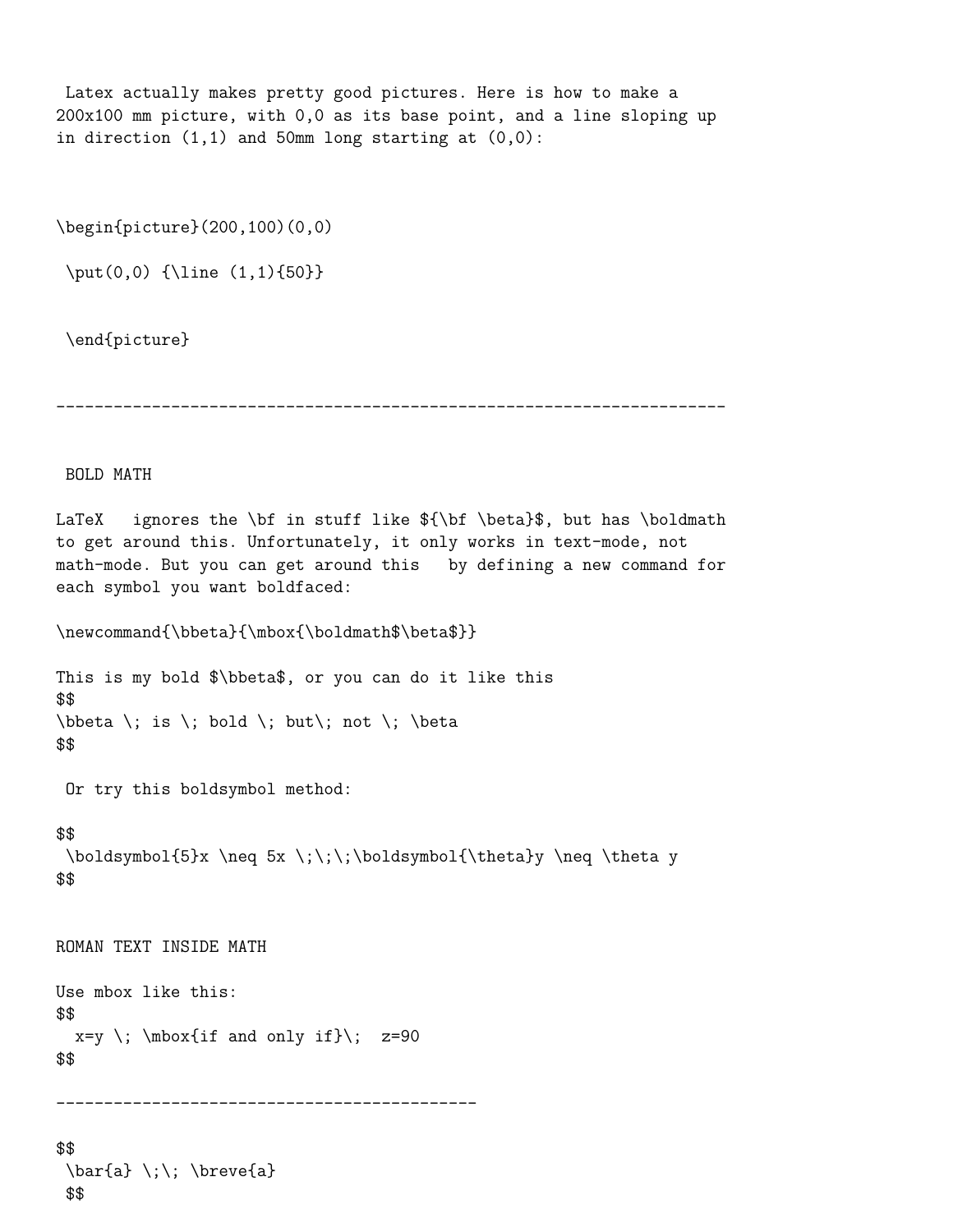Latex actually makes pretty good pictures. Here is how to make a 200x100 mm picture, with 0,0 as its base point, and a line sloping up in direction (1,1) and 50mm long starting at (0,0):

```
\begin{picture}(200,100)(0,0)

 \put(0,0) {\line (1,1){50}}


 \end{picture}
```

---

## BOLD MATH

LaTeX ignores the \bf in stuff like ${\bf \beta}$, but has \boldmath to get around this. Unfortunately, it only works in text-mode, not math-mode. But you can get around this by defining a new command for each symbol you want boldfaced:

```
\newcommand{\bbeta}{\mbox{\boldmath$\beta$}}
```

This is my bold $\bbeta$, or you can do it like this

```
$$
\bbeta \; is \; bold \; but\; not \; \beta
$$
```

Or try this boldsymbol method:

```
$$
 \boldsymbol{5}x \neq 5x \;\;\;\boldsymbol{\theta}y \neq \theta y
$$
```

## ROMAN TEXT INSIDE MATH

Use mbox like this:

```
$$
  x=y \; \mbox{if and only if}\;  z=90
$$
```

---

```
$$
 \bar{a} \;\; \breve{a}
 $$
```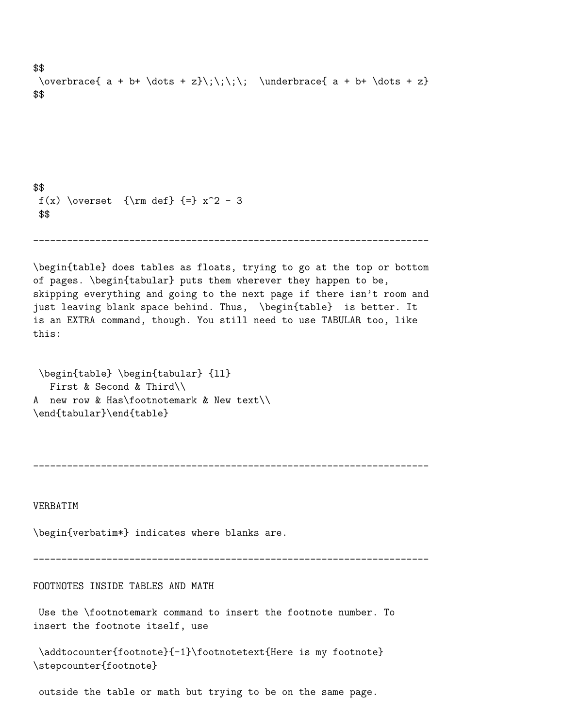```
$$
 \overbrace{ a + b+ \dots + z}\;\;\;\;  \underbrace{ a + b+ \dots + z}
$$
```

```
$$
 f(x) \overset  {\rm def} {=} x^2 - 3
 $$
```

---

\begin{table} does tables as floats, trying to go at the top or bottom of pages. \begin{tabular} puts them wherever they happen to be, skipping everything and going to the next page if there isn't room and just leaving blank space behind. Thus, \begin{table} is better. It is an EXTRA command, though. You still need to use TABULAR too, like this:

```
 \begin{table} \begin{tabular} {ll}
   First & Second & Third\\
A  new row & Has\footnotemark & New text\\
\end{tabular}\end{table}
```

---

VERBATIM

\begin{verbatim*} indicates where blanks are.

---

FOOTNOTES INSIDE TABLES AND MATH

Use the \footnotemark command to insert the footnote number. To insert the footnote itself, use

```
 \addtocounter{footnote}{-1}\footnotetext{Here is my footnote}
\stepcounter{footnote}
```

outside the table or math but trying to be on the same page.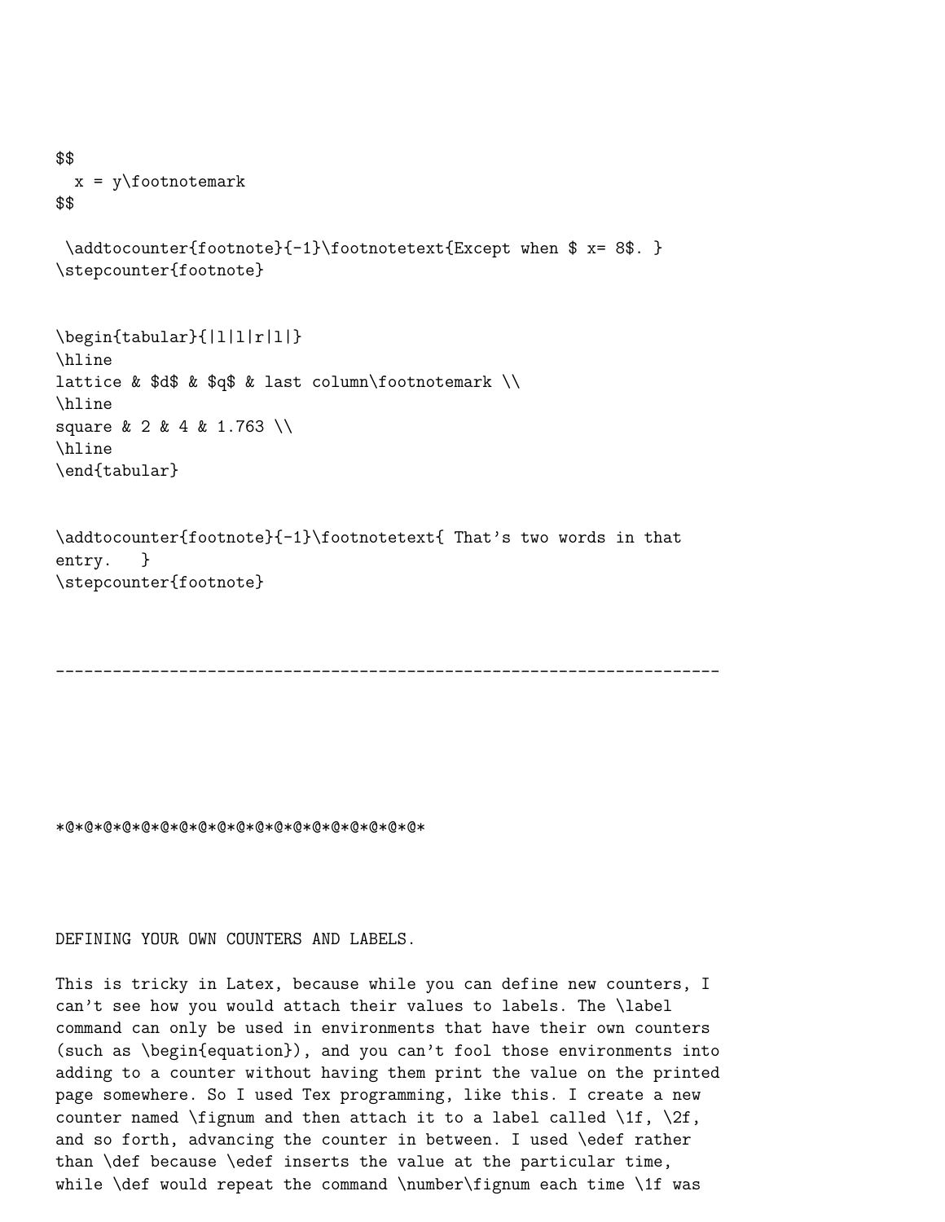```
$$
  x = y\footnotemark
$$

 \addtocounter{footnote}{-1}\footnotetext{Except when $ x= 8$. }
\stepcounter{footnote}


\begin{tabular}{|l|l|r|l|}
\hline
lattice & $d$ & $q$ & last column\footnotemark \\
\hline
square & 2 & 4 & 1.763 \\
\hline
\end{tabular}


\addtocounter{footnote}{-1}\footnotetext{ That's two words in that
entry.   }
\stepcounter{footnote}
```

----------------------------------------------------------------------

*@*@*@*@*@*@*@*@*@*@*@*@*@*@*@*@*@*@*@*@*@*@*@*

DEFINING YOUR OWN COUNTERS AND LABELS.

This is tricky in Latex, because while you can define new counters, I can't see how you would attach their values to labels. The \label command can only be used in environments that have their own counters (such as \begin{equation}), and you can't fool those environments into adding to a counter without having them print the value on the printed page somewhere. So I used Tex programming, like this. I create a new counter named \fignum and then attach it to a label called \1f, \2f, and so forth, advancing the counter in between. I used \edef rather than \def because \edef inserts the value at the particular time, while \def would repeat the command \number\fignum each time \1f was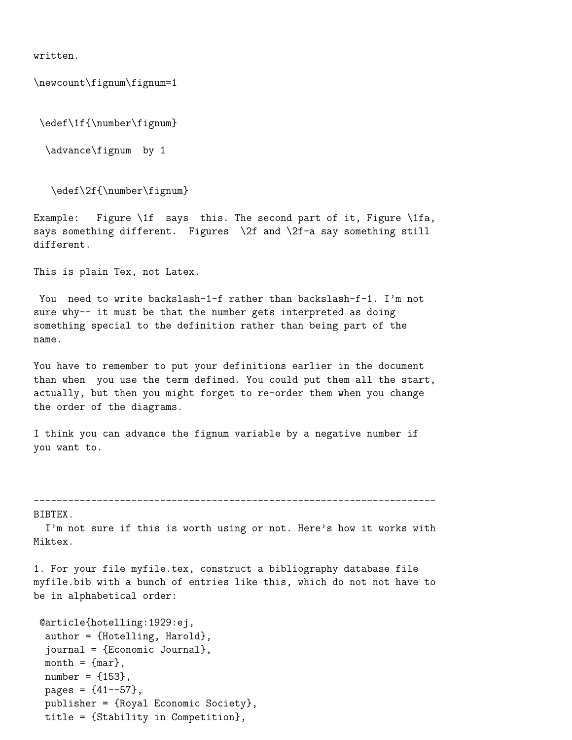written.

```
\newcount\fignum\fignum=1


 \edef\1f{\number\fignum}

  \advance\fignum  by 1


   \edef\2f{\number\fignum}
```

Example: Figure \1f says this. The second part of it, Figure \1fa, says something different. Figures \2f and \2f-a say something still different.

This is plain Tex, not Latex.

You need to write backslash-1-f rather than backslash-f-1. I'm not sure why-- it must be that the number gets interpreted as doing something special to the definition rather than being part of the name.

You have to remember to put your definitions earlier in the document than when you use the term defined. You could put them all the start, actually, but then you might forget to re-order them when you change the order of the diagrams.

I think you can advance the fignum variable by a negative number if you want to.

---

BIBTEX.

I'm not sure if this is worth using or not. Here's how it works with Miktex.

1. For your file myfile.tex, construct a bibliography database file myfile.bib with a bunch of entries like this, which do not not have to be in alphabetical order:

```
 @article{hotelling:1929:ej,
  author = {Hotelling, Harold},
  journal = {Economic Journal},
  month = {mar},
  number = {153},
  pages = {41--57},
  publisher = {Royal Economic Society},
  title = {Stability in Competition},
```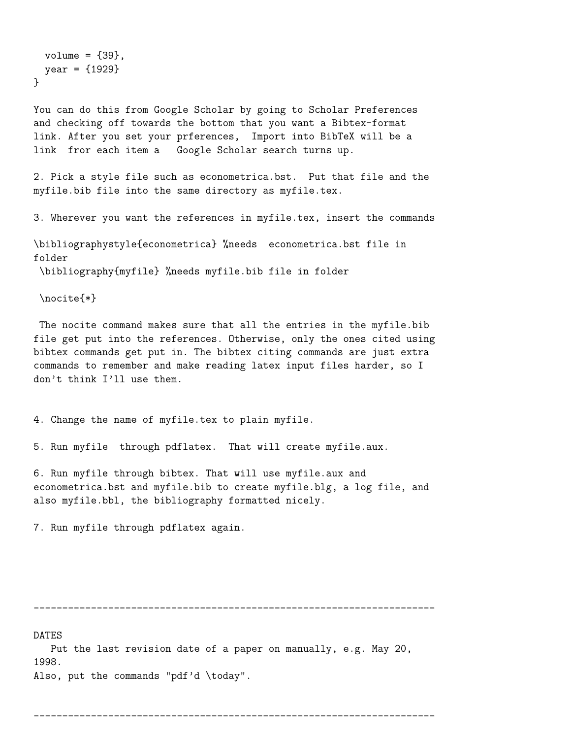```
  volume = {39},
  year = {1929}
}
```

You can do this from Google Scholar by going to Scholar Preferences and checking off towards the bottom that you want a Bibtex-format link. After you set your prferences, Import into BibTeX will be a link fror each item a Google Scholar search turns up.

2. Pick a style file such as econometrica.bst. Put that file and the myfile.bib file into the same directory as myfile.tex.

3. Wherever you want the references in myfile.tex, insert the commands

```
\bibliographystyle{econometrica} %needs  econometrica.bst file in
folder
 \bibliography{myfile} %needs myfile.bib file in folder

 \nocite{*}
```

The nocite command makes sure that all the entries in the myfile.bib file get put into the references. Otherwise, only the ones cited using bibtex commands get put in. The bibtex citing commands are just extra commands to remember and make reading latex input files harder, so I don't think I'll use them.

4. Change the name of myfile.tex to plain myfile.

5. Run myfile through pdflatex. That will create myfile.aux.

6. Run myfile through bibtex. That will use myfile.aux and econometrica.bst and myfile.bib to create myfile.blg, a log file, and also myfile.bbl, the bibliography formatted nicely.

7. Run myfile through pdflatex again.

---

DATES

Put the last revision date of a paper on manually, e.g. May 20, 1998.
Also, put the commands "pdf'd \today".

---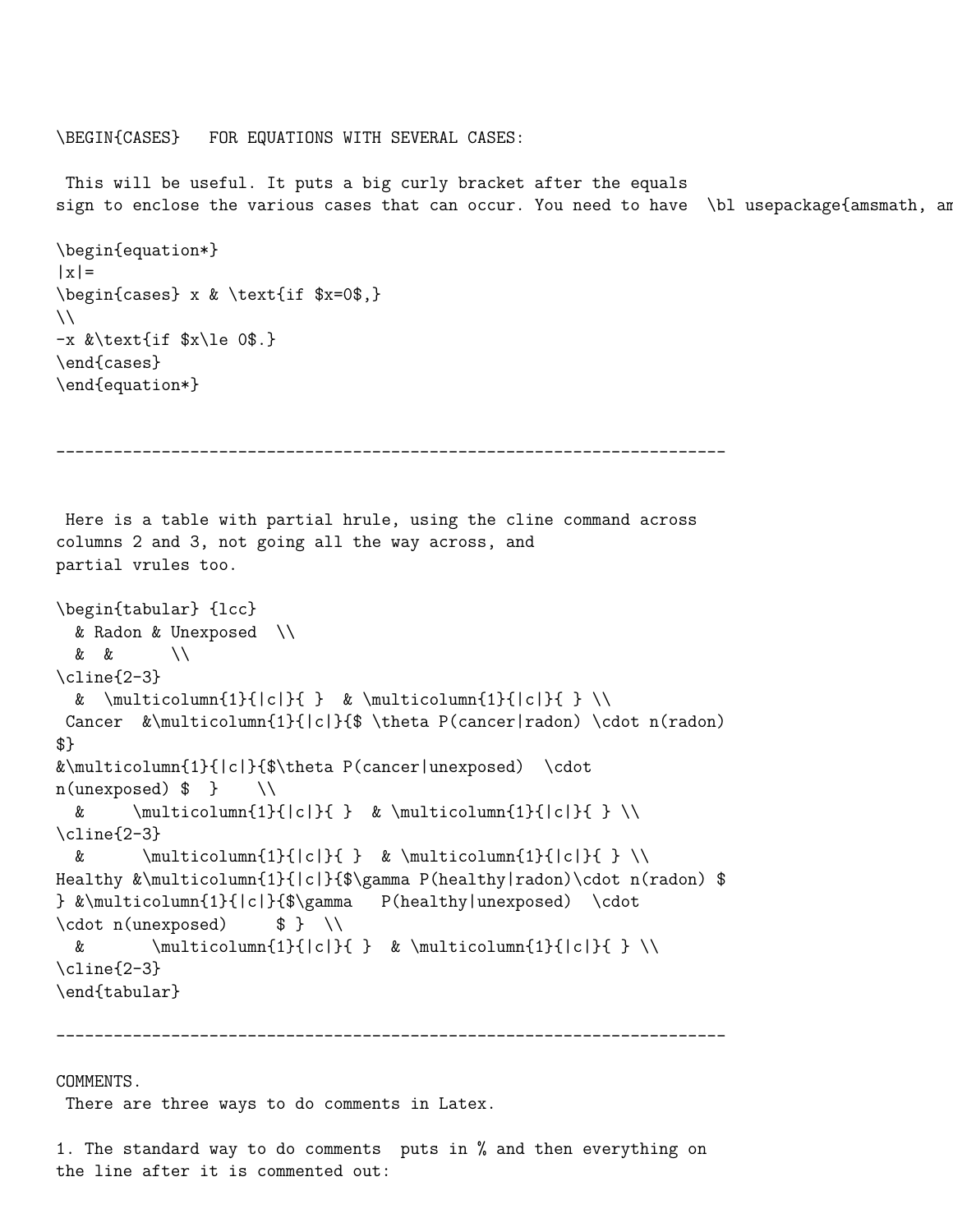\BEGIN{CASES}   FOR EQUATIONS WITH SEVERAL CASES:

This will be useful. It puts a big curly bracket after the equals sign to enclose the various cases that can occur. You need to have  \bl usepackage{amsmath, am

```
\begin{equation*}
|x|=
\begin{cases} x & \text{if $x=0$,}
\\
-x &\text{if $x\le 0$.}
\end{cases}
\end{equation*}
```

-----------------------------------------------------------------------

Here is a table with partial hrule, using the cline command across columns 2 and 3, not going all the way across, and partial vrules too.

```
\begin{tabular} {lcc}
  & Radon & Unexposed  \\
  &  &      \\
\cline{2-3}
  &  \multicolumn{1}{|c|}{ }  & \multicolumn{1}{|c|}{ } \\
 Cancer  &\multicolumn{1}{|c|}{$ \theta P(cancer|radon) \cdot n(radon)
$}
&\multicolumn{1}{|c|}{$\theta P(cancer|unexposed)  \cdot
n(unexposed) $  }    \\
  &     \multicolumn{1}{|c|}{ }  & \multicolumn{1}{|c|}{ } \\
\cline{2-3}
  &      \multicolumn{1}{|c|}{ }  & \multicolumn{1}{|c|}{ } \\
Healthy &\multicolumn{1}{|c|}{$\gamma P(healthy|radon)\cdot n(radon) $
} &\multicolumn{1}{|c|}{$\gamma   P(healthy|unexposed)  \cdot
\cdot n(unexposed)     $ }  \\
  &       \multicolumn{1}{|c|}{ }  & \multicolumn{1}{|c|}{ } \\
\cline{2-3}
\end{tabular}
```

-----------------------------------------------------------------------

COMMENTS.
There are three ways to do comments in Latex.

1. The standard way to do comments  puts in % and then everything on the line after it is commented out: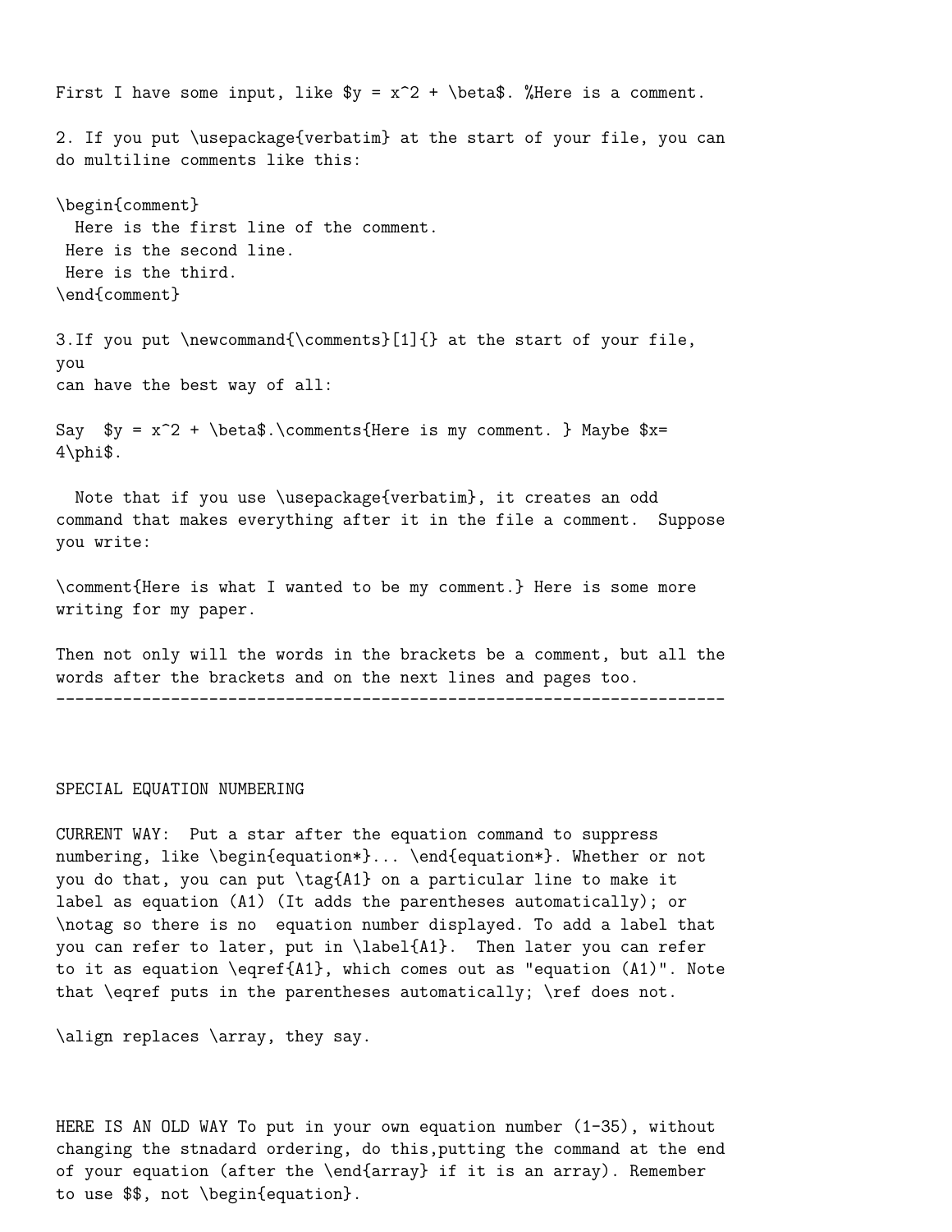First I have some input, like $y = x^2 + \beta$. %Here is a comment.

2. If you put \usepackage{verbatim} at the start of your file, you can do multiline comments like this:

```
\begin{comment}
  Here is the first line of the comment.
 Here is the second line.
 Here is the third.
\end{comment}
```

3.If you put \newcommand{\comments}[1]{} at the start of your file, you
can have the best way of all:

Say  $y = x^2 + \beta$.\comments{Here is my comment. } Maybe $x=
4\phi$.

Note that if you use \usepackage{verbatim}, it creates an odd command that makes everything after it in the file a comment.  Suppose you write:

\comment{Here is what I wanted to be my comment.} Here is some more writing for my paper.

Then not only will the words in the brackets be a comment, but all the words after the brackets and on the next lines and pages too.

---

SPECIAL EQUATION NUMBERING

CURRENT WAY:  Put a star after the equation command to suppress numbering, like \begin{equation*}... \end{equation*}. Whether or not you do that, you can put \tag{A1} on a particular line to make it label as equation (A1) (It adds the parentheses automatically); or \notag so there is no  equation number displayed. To add a label that you can refer to later, put in \label{A1}.  Then later you can refer to it as equation \eqref{A1}, which comes out as "equation (A1)". Note that \eqref puts in the parentheses automatically; \ref does not.

\align replaces \array, they say.

HERE IS AN OLD WAY To put in your own equation number (1-35), without changing the stnadard ordering, do this,putting the command at the end of your equation (after the \end{array} if it is an array). Remember to use $$, not \begin{equation}.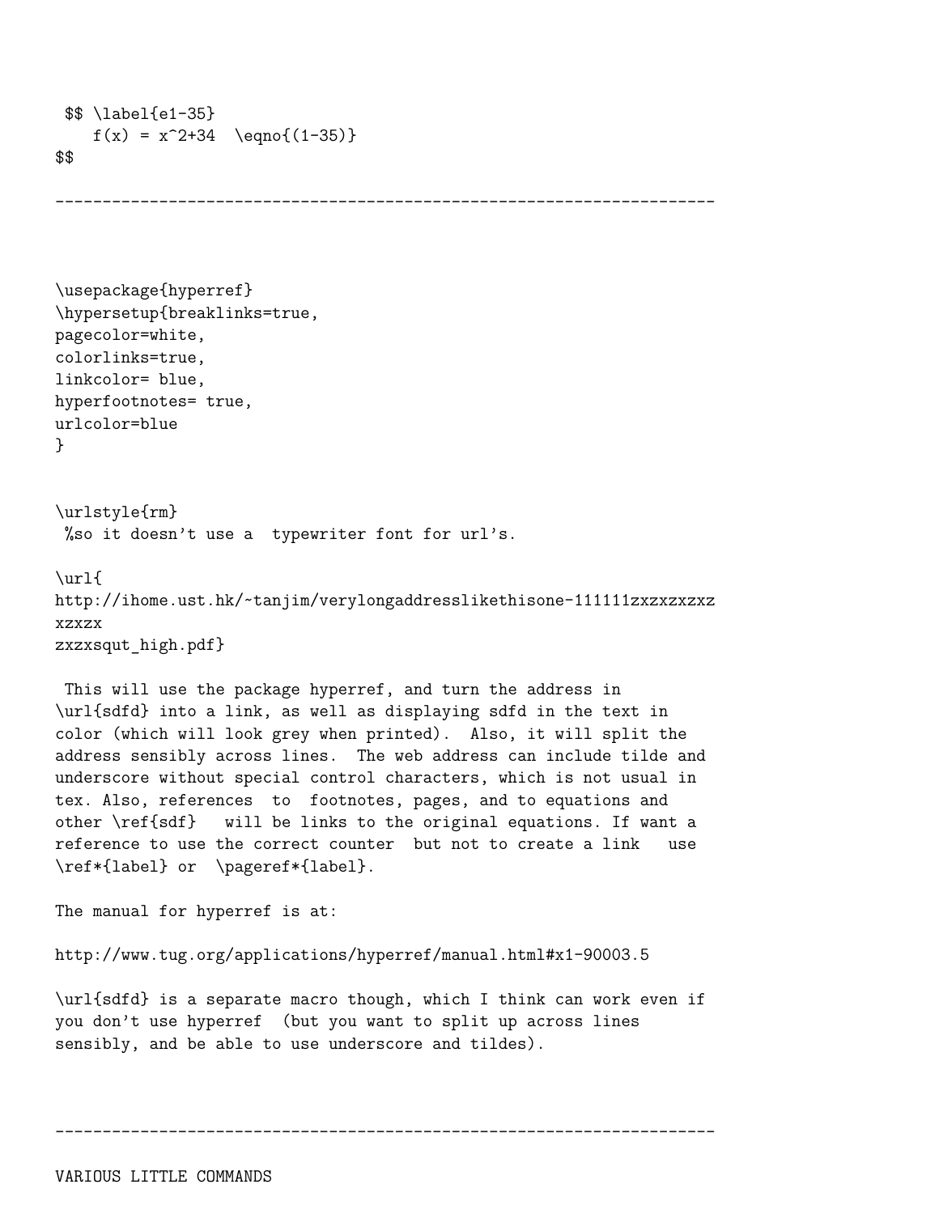```
 $$ \label{e1-35}
    f(x) = x^2+34  \eqno{(1-35)}
$$
```

----------------------------------------------------------------------

```
\usepackage{hyperref}
\hypersetup{breaklinks=true,
pagecolor=white,
colorlinks=true,
linkcolor= blue,
hyperfootnotes= true,
urlcolor=blue
}


\urlstyle{rm}
 %so it doesn't use a  typewriter font for url's.

\url{
http://ihome.ust.hk/~tanjim/verylongaddresslikethisone-111111zxzxzxzxz
xzxzx
zxzxsqut_high.pdf}
```

This will use the package hyperref, and turn the address in \url{sdfd} into a link, as well as displaying sdfd in the text in color (which will look grey when printed). Also, it will split the address sensibly across lines. The web address can include tilde and underscore without special control characters, which is not usual in tex. Also, references to footnotes, pages, and to equations and other \ref{sdf} will be links to the original equations. If want a reference to use the correct counter but not to create a link use \ref*{label} or \pageref*{label}.

The manual for hyperref is at:

http://www.tug.org/applications/hyperref/manual.html#x1-90003.5

\url{sdfd} is a separate macro though, which I think can work even if you don't use hyperref (but you want to split up across lines sensibly, and be able to use underscore and tildes).

----------------------------------------------------------------------

VARIOUS LITTLE COMMANDS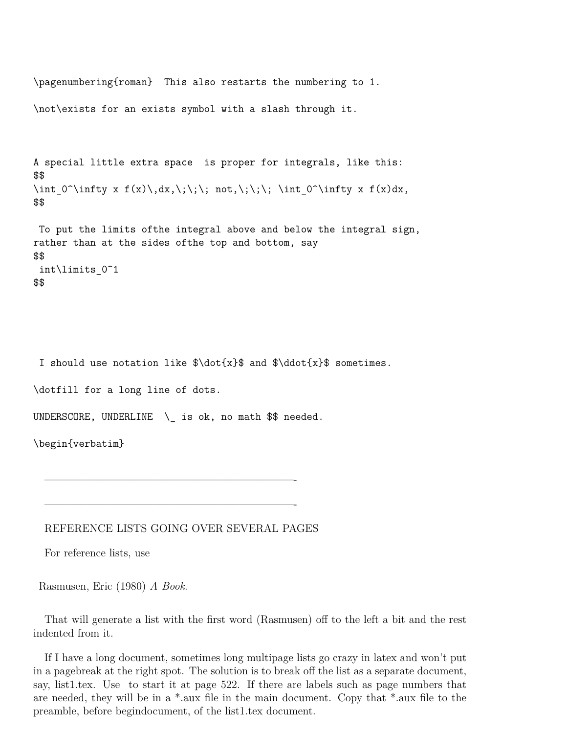```
\pagenumbering{roman}  This also restarts the numbering to 1.

\not\exists for an exists symbol with a slash through it.



A special little extra space  is proper for integrals, like this:
$$
\int_0^\infty x f(x)\,dx,\;\;\; not,\;\;\; \int_0^\infty x f(x)dx,
$$

 To put the limits ofthe integral above and below the integral sign,
rather than at the sides ofthe top and bottom, say
$$
 int\limits_0^1
$$





 I should use notation like $\dot{x}$ and $\ddot{x}$ sometimes.

\dotfill for a long line of dots.

UNDERSCORE, UNDERLINE  \_ is ok, no math $$ needed.

\begin{verbatim}
```

---

---

REFERENCE LISTS GOING OVER SEVERAL PAGES

For reference lists, use

Rasmusen, Eric (1980) *A Book*.

That will generate a list with the first word (Rasmusen) off to the left a bit and the rest indented from it.

If I have a long document, sometimes long multipage lists go crazy in latex and won't put in a pagebreak at the right spot. The solution is to break off the list as a separate document, say, list1.tex. Use  to start it at page 522. If there are labels such as page numbers that are needed, they will be in a *.aux file in the main document. Copy that *.aux file to the preamble, before begindocument, of the list1.tex document.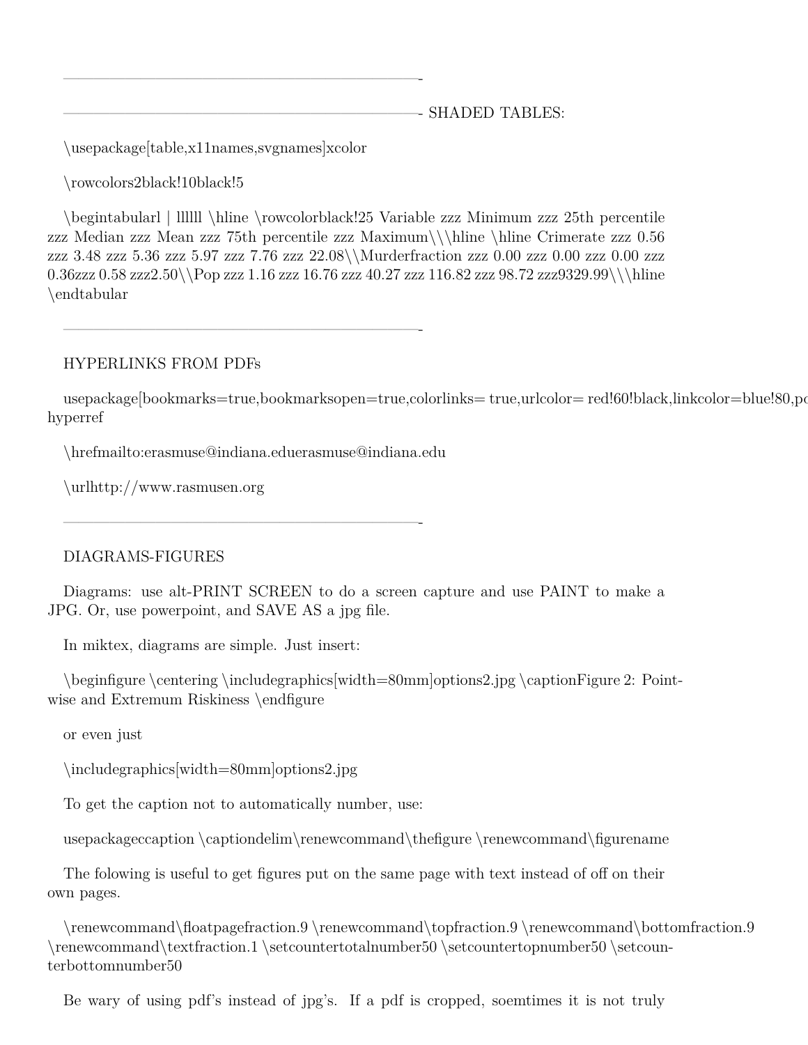———————————————————————————-

———————————————————————————- SHADED TABLES:

\usepackage[table,x11names,svgnames]xcolor

\rowcolors2black!10black!5

\begintabularl | llllll \hline \rowcolorblack!25 Variable zzz Minimum zzz 25th percentile zzz Median zzz Mean zzz 75th percentile zzz Maximum\\\hline \hline Crimerate zzz 0.56 zzz 3.48 zzz 5.36 zzz 5.97 zzz 7.76 zzz 22.08\\Murderfraction zzz 0.00 zzz 0.00 zzz 0.00 zzz 0.36zzz 0.58 zzz2.50\\Pop zzz 1.16 zzz 16.76 zzz 40.27 zzz 116.82 zzz 98.72 zzz9329.99\\\hline \endtabular

———————————————————————————-

HYPERLINKS FROM PDFs

usepackage[bookmarks=true,bookmarksopen=true,colorlinks= true,urlcolor= red!60!black,linkcolor=blue!80,pc hyperref

\hrefmailto:erasmuse@indiana.eduerasmuse@indiana.edu

\urlhttp://www.rasmusen.org

———————————————————————————-

DIAGRAMS-FIGURES

Diagrams: use alt-PRINT SCREEN to do a screen capture and use PAINT to make a JPG. Or, use powerpoint, and SAVE AS a jpg file.

In miktex, diagrams are simple. Just insert:

\beginfigure \centering \includegraphics[width=80mm]options2.jpg \captionFigure 2: Pointwise and Extremum Riskiness \endfigure

or even just

\includegraphics[width=80mm]options2.jpg

To get the caption not to automatically number, use:

usepackageccaption \captiondelim\renewcommand\thefigure \renewcommand\figurename

The folowing is useful to get figures put on the same page with text instead of off on their own pages.

\renewcommand\floatpagefraction.9 \renewcommand\topfraction.9 \renewcommand\bottomfraction.9 \renewcommand\textfraction.1 \setcountertotalnumber50 \setcountertopnumber50 \setcounterbottomnumber50

Be wary of using pdf's instead of jpg's. If a pdf is cropped, soemtimes it is not truly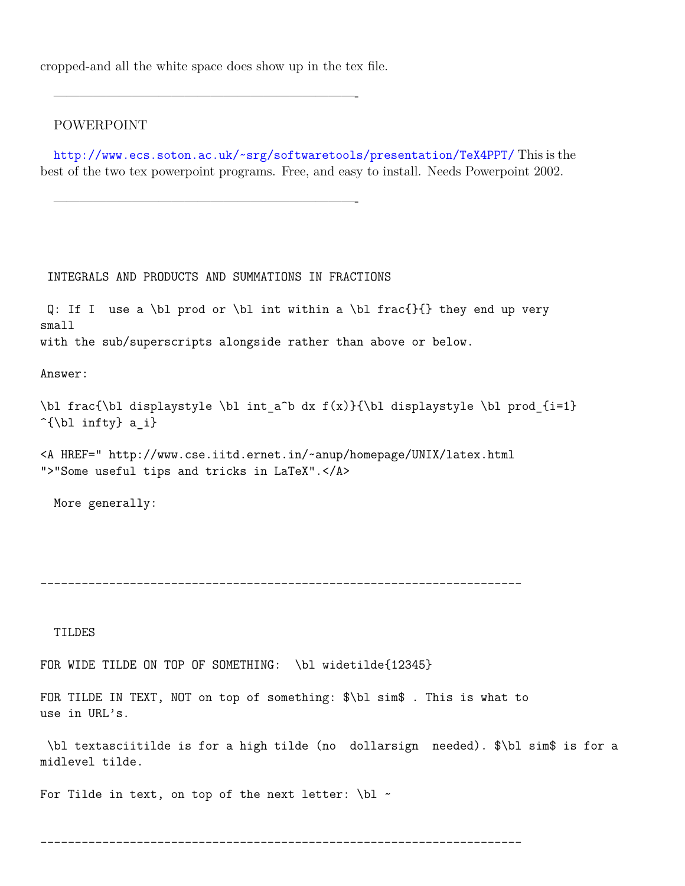cropped-and all the white space does show up in the tex file.

———————————————————————-

POWERPOINT

http://www.ecs.soton.ac.uk/~srg/softwaretools/presentation/TeX4PPT/ This is the best of the two tex powerpoint programs. Free, and easy to install. Needs Powerpoint 2002.

———————————————————————-

```
 INTEGRALS AND PRODUCTS AND SUMMATIONS IN FRACTIONS

 Q: If I  use a \bl prod or \bl int within a \bl frac{}{} they end up very
small
with the sub/superscripts alongside rather than above or below.

Answer:

\bl frac{\bl displaystyle \bl int_a^b dx f(x)}{\bl displaystyle \bl prod_{i=1}
^{\bl infty} a_i}

<A HREF=" http://www.cse.iitd.ernet.in/~anup/homepage/UNIX/latex.html
">"Some useful tips and tricks in LaTeX".</A>

  More generally:




----------------------------------------------------------------------



  TILDES

FOR WIDE TILDE ON TOP OF SOMETHING:  \bl widetilde{12345}

FOR TILDE IN TEXT, NOT on top of something: $\bl sim$ . This is what to
use in URL's.

 \bl textasciitilde is for a high tilde (no  dollarsign  needed). $\bl sim$ is for a
midlevel tilde.

For Tilde in text, on top of the next letter: \bl ~


----------------------------------------------------------------------
```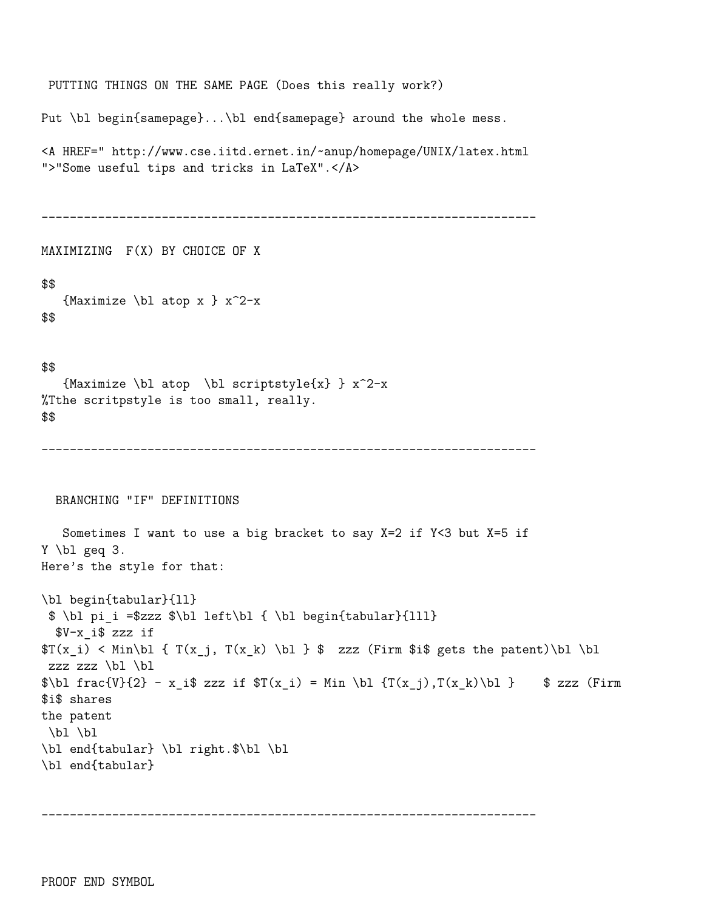PUTTING THINGS ON THE SAME PAGE (Does this really work?)

Put \bl begin{samepage}...\bl end{samepage} around the whole mess.

<A HREF=" http://www.cse.iitd.ernet.in/~anup/homepage/UNIX/latex.html
">"Some useful tips and tricks in LaTeX".</A>

----------------------------------------------------------------------

MAXIMIZING F(X) BY CHOICE OF X

```
$$
   {Maximize \bl atop x } x^2-x
$$


$$
   {Maximize \bl atop  \bl scriptstyle{x} } x^2-x
%Tthe scritpstyle is too small, really.
$$
```

----------------------------------------------------------------------

BRANCHING "IF" DEFINITIONS

Sometimes I want to use a big bracket to say X=2 if Y<3 but X=5 if
Y \bl geq 3.
Here's the style for that:

```
\bl begin{tabular}{ll}
 $ \bl pi_i =$zzz $\bl left\bl { \bl begin{tabular}{lll}
  $V-x_i$ zzz if
$T(x_i) < Min\bl { T(x_j, T(x_k) \bl } $  zzz (Firm $i$ gets the patent)\bl \bl
 zzz zzz \bl \bl
$\bl frac{V}{2} - x_i$ zzz if $T(x_i) = Min \bl {T(x_j),T(x_k)\bl }    $ zzz (Firm
$i$ shares
the patent
 \bl \bl
\bl end{tabular} \bl right.$\bl \bl
\bl end{tabular}
```

----------------------------------------------------------------------

PROOF END SYMBOL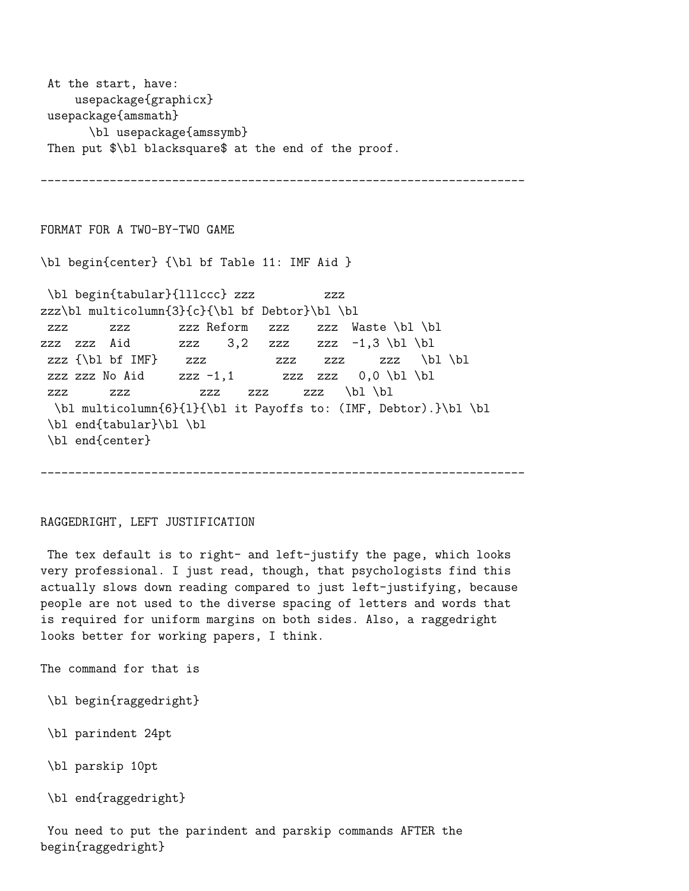```
 At the start, have:
     usepackage{graphicx}
 usepackage{amsmath}
       \bl usepackage{amssymb}
 Then put $\bl blacksquare$ at the end of the proof.
```

---

FORMAT FOR A TWO-BY-TWO GAME

```
\bl begin{center} {\bl bf Table 11: IMF Aid }

 \bl begin{tabular}{lllccc} zzz          zzz
zzz\bl multicolumn{3}{c}{\bl bf Debtor}\bl \bl
 zzz      zzz       zzz Reform   zzz    zzz  Waste \bl \bl
zzz  zzz  Aid       zzz    3,2   zzz    zzz  -1,3 \bl \bl
 zzz {\bl bf IMF}    zzz          zzz    zzz     zzz   \bl \bl
 zzz zzz No Aid     zzz -1,1       zzz  zzz   0,0 \bl \bl
 zzz      zzz          zzz    zzz     zzz   \bl \bl
  \bl multicolumn{6}{l}{\bl it Payoffs to: (IMF, Debtor).}\bl \bl
 \bl end{tabular}\bl \bl
 \bl end{center}
```

---

RAGGEDRIGHT, LEFT JUSTIFICATION

The tex default is to right- and left-justify the page, which looks very professional. I just read, though, that psychologists find this actually slows down reading compared to just left-justifying, because people are not used to the diverse spacing of letters and words that is required for uniform margins on both sides. Also, a raggedright looks better for working papers, I think.

The command for that is

```
 \bl begin{raggedright}

 \bl parindent 24pt

 \bl parskip 10pt

 \bl end{raggedright}
```

You need to put the parindent and parskip commands AFTER the begin{raggedright}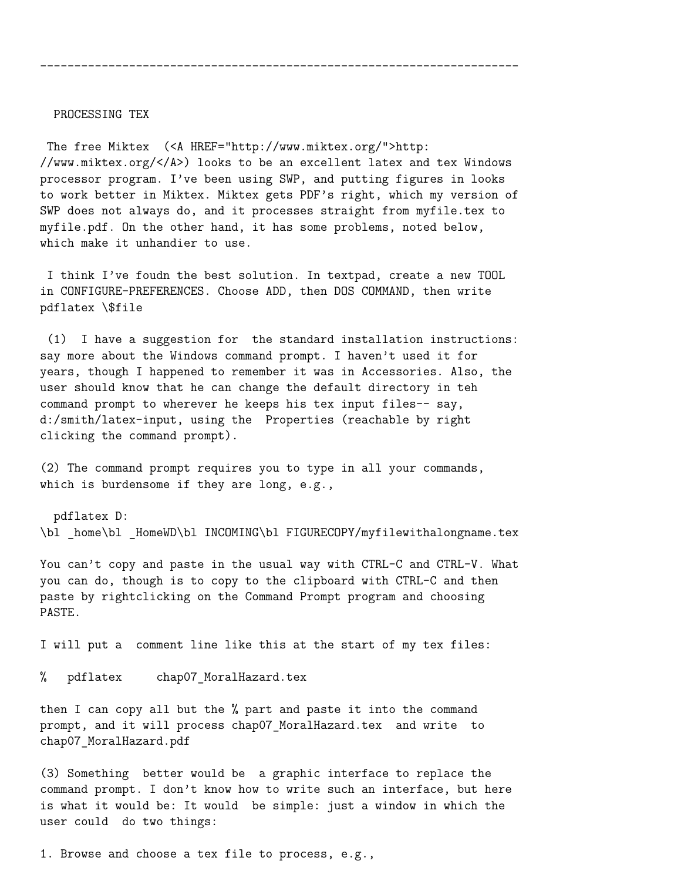---

PROCESSING TEX

The free Miktex (<A HREF="http://www.miktex.org/">http: //www.miktex.org/</A>) looks to be an excellent latex and tex Windows processor program. I've been using SWP, and putting figures in looks to work better in Miktex. Miktex gets PDF's right, which my version of SWP does not always do, and it processes straight from myfile.tex to myfile.pdf. On the other hand, it has some problems, noted below, which make it unhandier to use.

I think I've foudn the best solution. In textpad, create a new TOOL in CONFIGURE-PREFERENCES. Choose ADD, then DOS COMMAND, then write pdflatex \$file

(1) I have a suggestion for the standard installation instructions: say more about the Windows command prompt. I haven't used it for years, though I happened to remember it was in Accessories. Also, the user should know that he can change the default directory in teh command prompt to wherever he keeps his tex input files-- say, d:/smith/latex-input, using the Properties (reachable by right clicking the command prompt).

(2) The command prompt requires you to type in all your commands, which is burdensome if they are long, e.g.,

```
pdflatex D:
\bl _home\bl _HomeWD\bl INCOMING\bl FIGURECOPY/myfilewithalongname.tex
```

You can't copy and paste in the usual way with CTRL-C and CTRL-V. What you can do, though is to copy to the clipboard with CTRL-C and then paste by rightclicking on the Command Prompt program and choosing PASTE.

I will put a comment line like this at the start of my tex files:

```
%   pdflatex     chap07_MoralHazard.tex
```

then I can copy all but the % part and paste it into the command prompt, and it will process chap07_MoralHazard.tex and write to chap07_MoralHazard.pdf

(3) Something better would be a graphic interface to replace the command prompt. I don't know how to write such an interface, but here is what it would be: It would be simple: just a window in which the user could do two things:

1. Browse and choose a tex file to process, e.g.,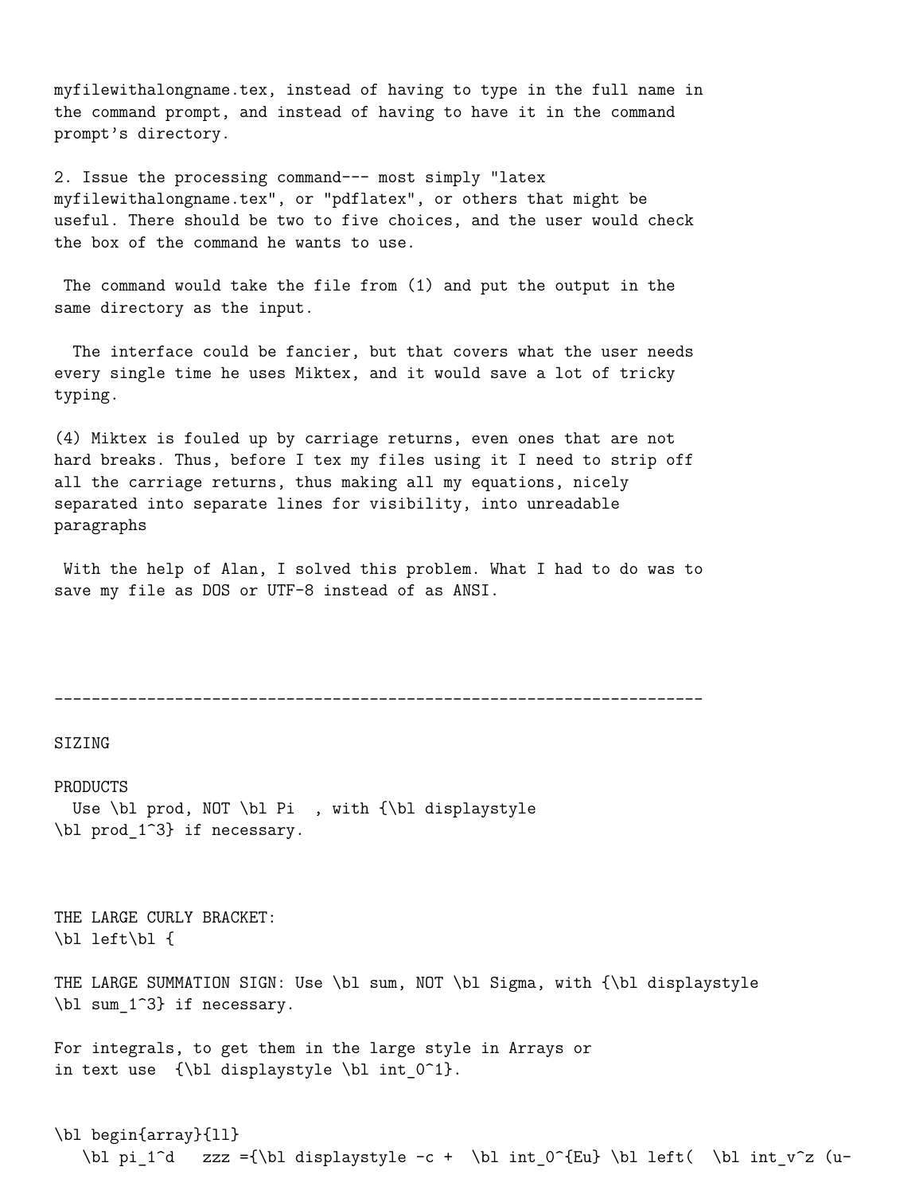myfilewithalongname.tex, instead of having to type in the full name in the command prompt, and instead of having to have it in the command prompt's directory.

2. Issue the processing command--- most simply "latex myfilewithalongname.tex", or "pdflatex", or others that might be useful. There should be two to five choices, and the user would check the box of the command he wants to use.

The command would take the file from (1) and put the output in the same directory as the input.

The interface could be fancier, but that covers what the user needs every single time he uses Miktex, and it would save a lot of tricky typing.

(4) Miktex is fouled up by carriage returns, even ones that are not hard breaks. Thus, before I tex my files using it I need to strip off all the carriage returns, thus making all my equations, nicely separated into separate lines for visibility, into unreadable paragraphs

With the help of Alan, I solved this problem. What I had to do was to save my file as DOS or UTF-8 instead of as ANSI.

---

SIZING

PRODUCTS
Use \bl prod, NOT \bl Pi , with {\bl displaystyle
\bl prod_1^3} if necessary.

THE LARGE CURLY BRACKET:
\bl left\bl {

THE LARGE SUMMATION SIGN: Use \bl sum, NOT \bl Sigma, with {\bl displaystyle
\bl sum_1^3} if necessary.

For integrals, to get them in the large style in Arrays or
in text use {\bl displaystyle \bl int_0^1}.

```
\bl begin{array}{ll}
   \bl pi_1^d   zzz ={\bl displaystyle -c +  \bl int_0^{Eu} \bl left(  \bl int_v^z (u-
```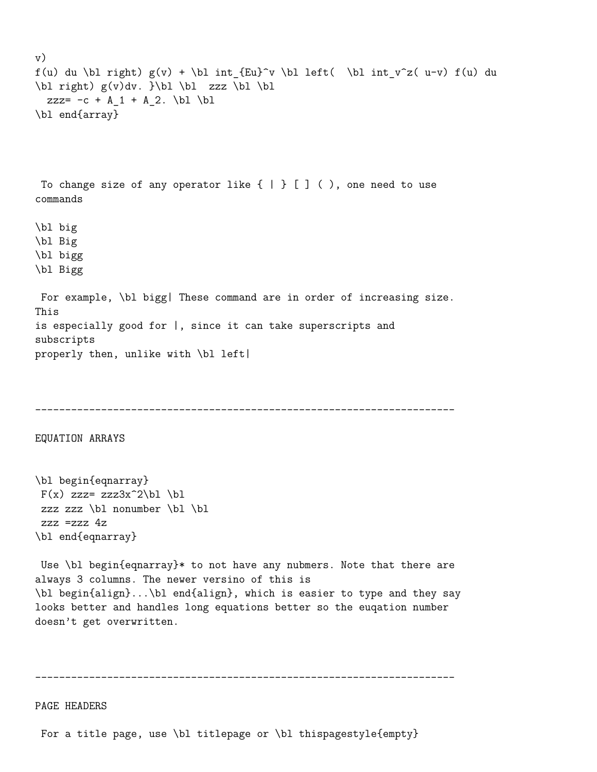```
v)
f(u) du \bl right) g(v) + \bl int_{Eu}^v \bl left(  \bl int_v^z( u-v) f(u) du
\bl right) g(v)dv. }\bl \bl  zzz \bl \bl
  zzz= -c + A_1 + A_2. \bl \bl
\bl end{array}
```

To change size of any operator like { | } [ ] ( ), one need to use commands

```
\bl big
\bl Big
\bl bigg
\bl Bigg
```

For example, \bl bigg| These command are in order of increasing size. This is especially good for |, since it can take superscripts and subscripts properly then, unlike with \bl left|

---

EQUATION ARRAYS

```
\bl begin{eqnarray}
 F(x) zzz= zzz3x^2\bl \bl
 zzz zzz \bl nonumber \bl \bl
 zzz =zzz 4z
\bl end{eqnarray}
```

Use \bl begin{eqnarray}* to not have any nubmers. Note that there are always 3 columns. The newer versino of this is \bl begin{align}...\bl end{align}, which is easier to type and they say looks better and handles long equations better so the euqation number doesn't get overwritten.

---

PAGE HEADERS

For a title page, use \bl titlepage or \bl thispagestyle{empty}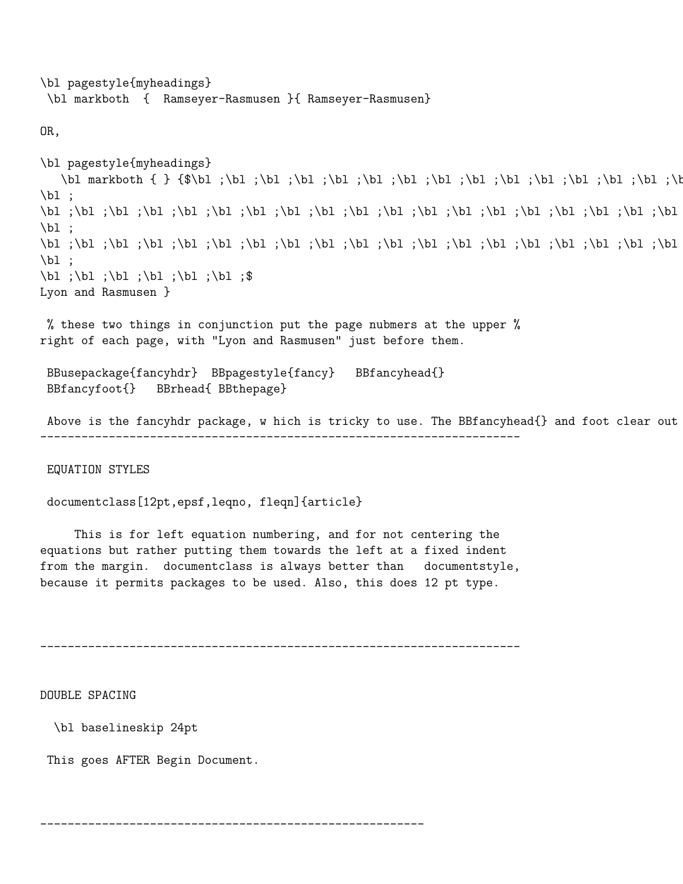```
\bl pagestyle{myheadings}
 \bl markboth  {  Ramseyer-Rasmusen }{ Ramseyer-Rasmusen}

OR,

\bl pagestyle{myheadings}
   \bl markboth { } {$\bl ;\bl ;\bl ;\bl ;\bl ;\bl ;\bl ;\bl ;\bl ;\bl ;\bl ;\bl ;\bl ;\bl ;\b
\bl ;
\bl ;\bl ;\bl ;\bl ;\bl ;\bl ;\bl ;\bl ;\bl ;\bl ;\bl ;\bl ;\bl ;\bl ;\bl ;\bl ;\bl ;\bl
\bl ;
\bl ;\bl ;\bl ;\bl ;\bl ;\bl ;\bl ;\bl ;\bl ;\bl ;\bl ;\bl ;\bl ;\bl ;\bl ;\bl ;\bl ;\bl
\bl ;
\bl ;\bl ;\bl ;\bl ;\bl ;\bl ;$
Lyon and Rasmusen }

 % these two things in conjunction put the page nubmers at the upper %
right of each page, with "Lyon and Rasmusen" just before them.

 BBusepackage{fancyhdr}  BBpagestyle{fancy}   BBfancyhead{}
 BBfancyfoot{}   BBrhead{ BBthepage}

 Above is the fancyhdr package, w hich is tricky to use. The BBfancyhead{} and foot clear out
----------------------------------------------------------------------

 EQUATION STYLES

 documentclass[12pt,epsf,leqno, fleqn]{article}

     This is for left equation numbering, and for not centering the
equations but rather putting them towards the left at a fixed indent
from the margin.  documentclass is always better than   documentstyle,
because it permits packages to be used. Also, this does 12 pt type.



----------------------------------------------------------------------



DOUBLE SPACING

  \bl baselineskip 24pt

 This goes AFTER Begin Document.



--------------------------------------------------------
```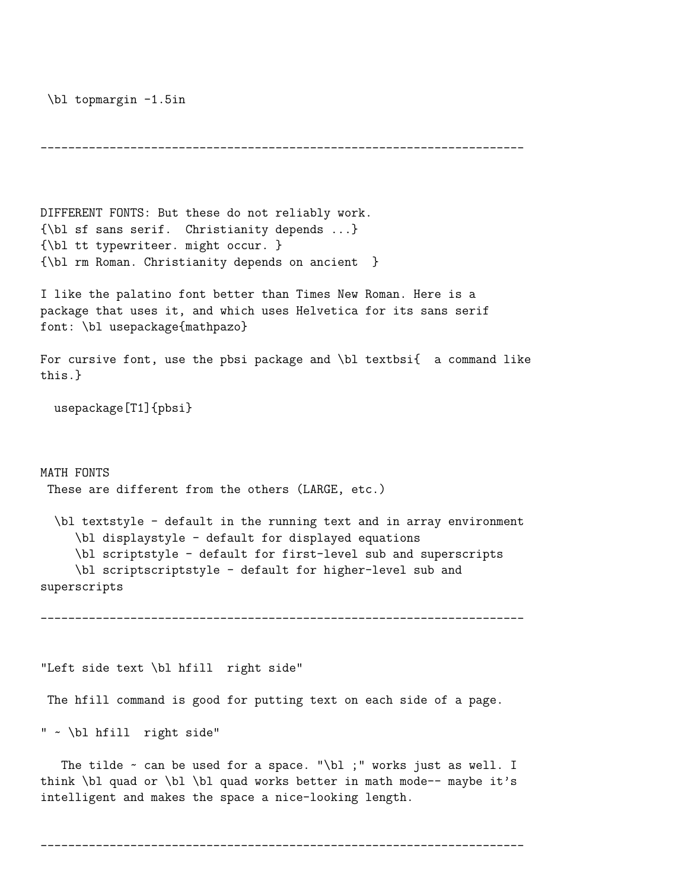\bl topmargin -1.5in

----------------------------------------------------------------------

DIFFERENT FONTS: But these do not reliably work.
{\bl sf sans serif.  Christianity depends ...}
{\bl tt typewriteer. might occur. }
{\bl rm Roman. Christianity depends on ancient  }

I like the palatino font better than Times New Roman. Here is a package that uses it, and which uses Helvetica for its sans serif font: \bl usepackage{mathpazo}

For cursive font, use the pbsi package and \bl textbsi{  a command like this.}

  usepackage[T1]{pbsi}

MATH FONTS
 These are different from the others (LARGE, etc.)

  \bl textstyle - default in the running text and in array environment
     \bl displaystyle - default for displayed equations
     \bl scriptstyle - default for first-level sub and superscripts
     \bl scriptscriptstyle - default for higher-level sub and superscripts

----------------------------------------------------------------------

"Left side text \bl hfill  right side"

 The hfill command is good for putting text on each side of a page.

" ~ \bl hfill  right side"

   The tilde ~ can be used for a space. "\bl ;" works just as well. I think \bl quad or \bl \bl quad works better in math mode-- maybe it's intelligent and makes the space a nice-looking length.

----------------------------------------------------------------------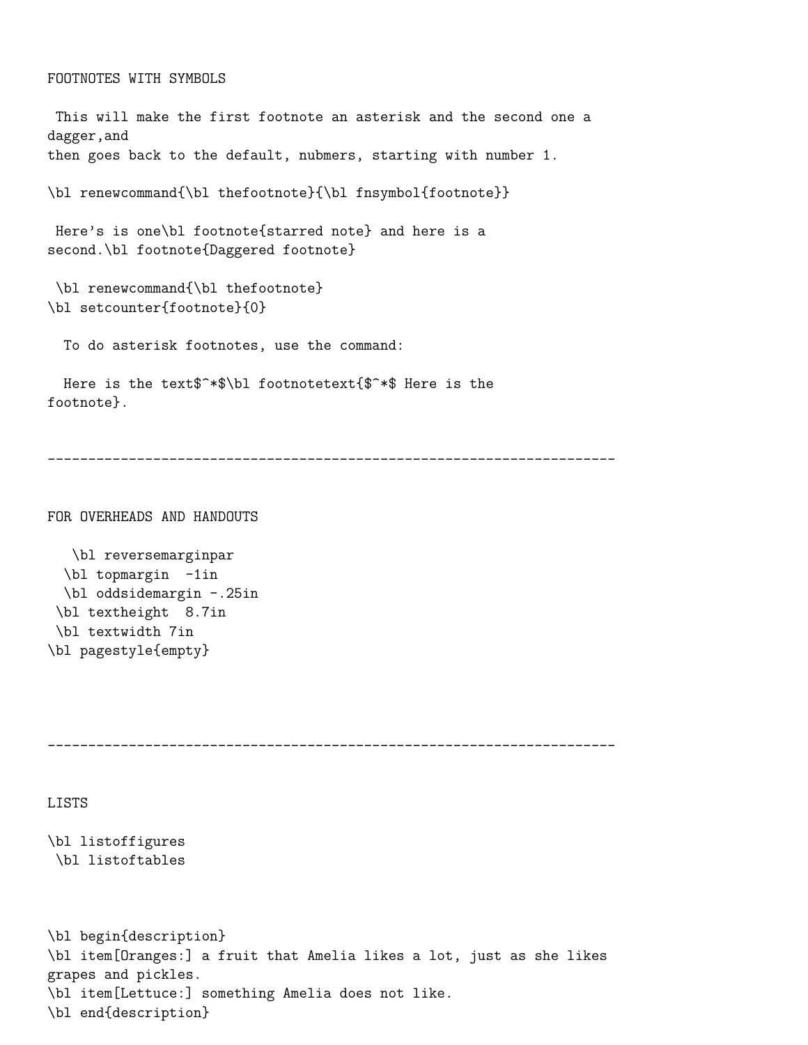FOOTNOTES WITH SYMBOLS

```
 This will make the first footnote an asterisk and the second one a
dagger,and
then goes back to the default, nubmers, starting with number 1.

\bl renewcommand{\bl thefootnote}{\bl fnsymbol{footnote}}

 Here's is one\bl footnote{starred note} and here is a
second.\bl footnote{Daggered footnote}

 \bl renewcommand{\bl thefootnote}
\bl setcounter{footnote}{0}

  To do asterisk footnotes, use the command:

  Here is the text$^*$\bl footnotetext{$^*$ Here is the
footnote}.
```

---

FOR OVERHEADS AND HANDOUTS

```
   \bl reversemarginpar
  \bl topmargin  -1in
  \bl oddsidemargin -.25in
 \bl textheight  8.7in
 \bl textwidth 7in
\bl pagestyle{empty}
```

---

LISTS

```
\bl listoffigures
 \bl listoftables



\bl begin{description}
\bl item[Oranges:] a fruit that Amelia likes a lot, just as she likes
grapes and pickles.
\bl item[Lettuce:] something Amelia does not like.
\bl end{description}
```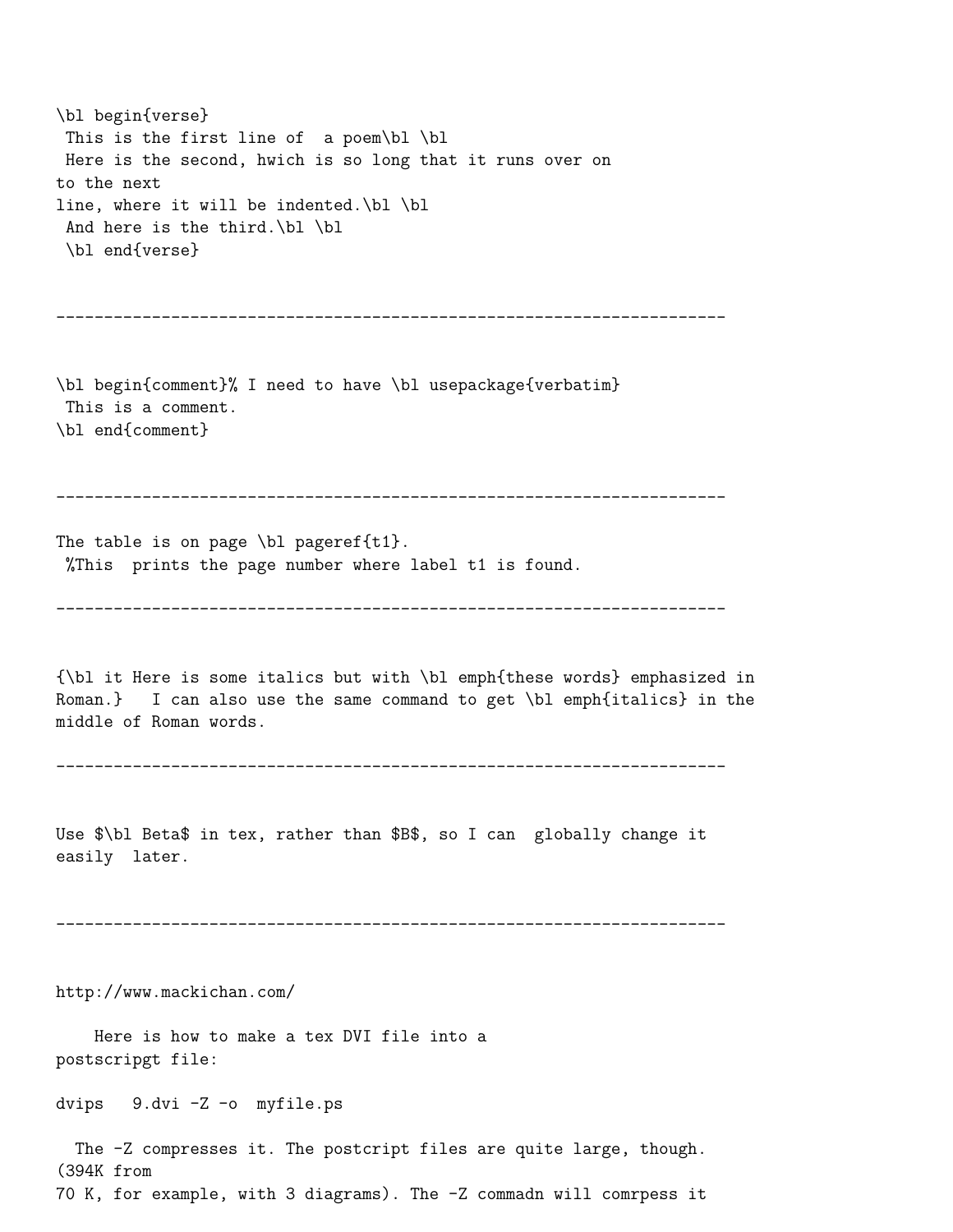\bl begin{verse}
 This is the first line of  a poem\bl \bl
 Here is the second, hwich is so long that it runs over on
to the next
line, where it will be indented.\bl \bl
 And here is the third.\bl \bl
 \bl end{verse}

---

\bl begin{comment}% I need to have \bl usepackage{verbatim}
 This is a comment.
\bl end{comment}

---

The table is on page \bl pageref{t1}.
 %This  prints the page number where label t1 is found.

---

{\bl it Here is some italics but with \bl emph{these words} emphasized in
Roman.}   I can also use the same command to get \bl emph{italics} in the
middle of Roman words.

---

Use $\bl Beta$ in tex, rather than $B$, so I can  globally change it
easily  later.

---

http://www.mackichan.com/

    Here is how to make a tex DVI file into a
postscripgt file:

dvips   9.dvi -Z -o  myfile.ps

  The -Z compresses it. The postcript files are quite large, though.
(394K from
70 K, for example, with 3 diagrams). The -Z commadn will comrpess it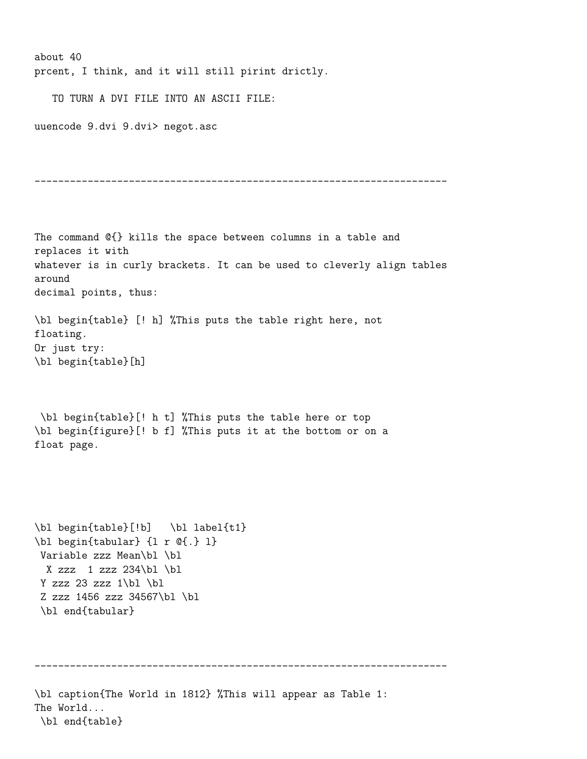about 40
prcent, I think, and it will still pirint drictly.

TO TURN A DVI FILE INTO AN ASCII FILE:

```
uuencode 9.dvi 9.dvi> negot.asc
```

---

The command @{} kills the space between columns in a table and replaces it with whatever is in curly brackets. It can be used to cleverly align tables around decimal points, thus:

```
\bl begin{table} [! h] %This puts the table right here, not
floating.
Or just try:
\bl begin{table}[h]



 \bl begin{table}[! h t] %This puts the table here or top
\bl begin{figure}[! b f] %This puts it at the bottom or on a
float page.






\bl begin{table}[!b]   \bl label{t1}
\bl begin{tabular} {l r @{.} l}
 Variable zzz Mean\bl \bl
  X zzz  1 zzz 234\bl \bl
 Y zzz 23 zzz 1\bl \bl
 Z zzz 1456 zzz 34567\bl \bl
 \bl end{tabular}
```

---

```
\bl caption{The World in 1812} %This will appear as Table 1:
The World...
 \bl end{table}
```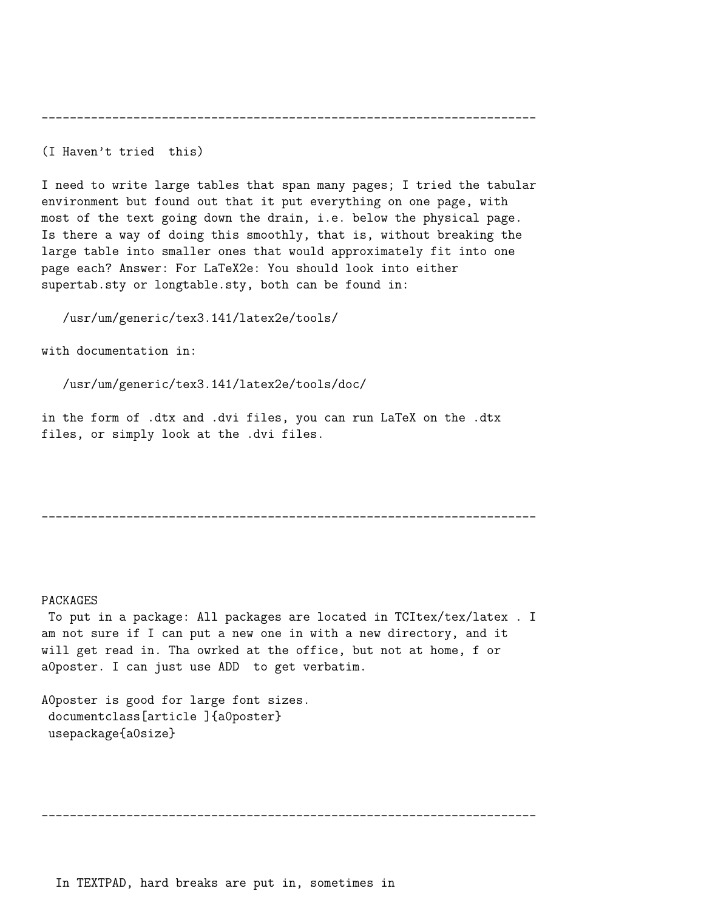---------------------------------------------------------------------

(I Haven't tried  this)

I need to write large tables that span many pages; I tried the tabular environment but found out that it put everything on one page, with most of the text going down the drain, i.e. below the physical page. Is there a way of doing this smoothly, that is, without breaking the large table into smaller ones that would approximately fit into one page each? Answer: For LaTeX2e: You should look into either supertab.sty or longtable.sty, both can be found in:

```
   /usr/um/generic/tex3.141/latex2e/tools/
```

with documentation in:

```
   /usr/um/generic/tex3.141/latex2e/tools/doc/
```

in the form of .dtx and .dvi files, you can run LaTeX on the .dtx files, or simply look at the .dvi files.

---------------------------------------------------------------------

PACKAGES
 To put in a package: All packages are located in TCItex/tex/latex . I am not sure if I can put a new one in with a new directory, and it will get read in. Tha owrked at the office, but not at home, f or a0poster. I can just use ADD  to get verbatim.

A0poster is good for large font sizes.

```
 documentclass[article ]{a0poster}
 usepackage{a0size}
```

---------------------------------------------------------------------

  In TEXTPAD, hard breaks are put in, sometimes in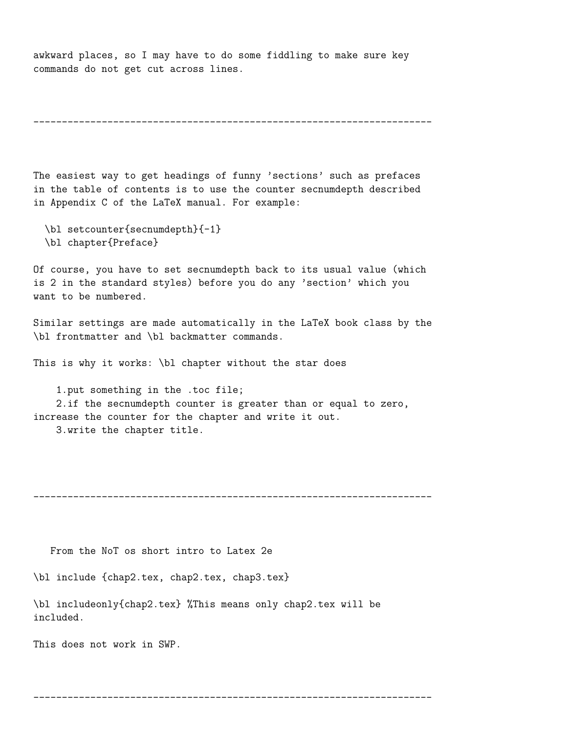awkward places, so I may have to do some fiddling to make sure key commands do not get cut across lines.

---

The easiest way to get headings of funny 'sections' such as prefaces in the table of contents is to use the counter secnumdepth described in Appendix C of the LaTeX manual. For example:

```
\bl setcounter{secnumdepth}{-1}
\bl chapter{Preface}
```

Of course, you have to set secnumdepth back to its usual value (which is 2 in the standard styles) before you do any 'section' which you want to be numbered.

Similar settings are made automatically in the LaTeX book class by the \bl frontmatter and \bl backmatter commands.

This is why it works: \bl chapter without the star does

1. put something in the .toc file;
2. if the secnumdepth counter is greater than or equal to zero, increase the counter for the chapter and write it out.
3. write the chapter title.

---

From the NoT os short intro to Latex 2e

```
\bl include {chap2.tex, chap2.tex, chap3.tex}

\bl includeonly{chap2.tex} %This means only chap2.tex will be
included.
```

This does not work in SWP.

---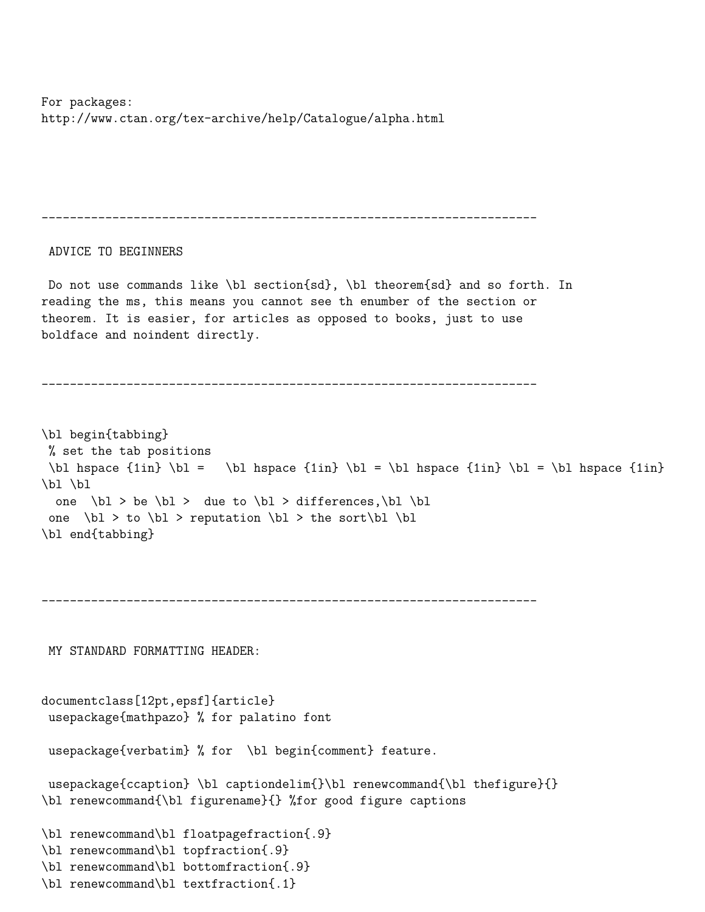For packages:
http://www.ctan.org/tex-archive/help/Catalogue/alpha.html

---

ADVICE TO BEGINNERS

Do not use commands like \bl section{sd}, \bl theorem{sd} and so forth. In reading the ms, this means you cannot see th enumber of the section or theorem. It is easier, for articles as opposed to books, just to use boldface and noindent directly.

---

```
\bl begin{tabbing}
 % set the tab positions
 \bl hspace {1in} \bl =   \bl hspace {1in} \bl = \bl hspace {1in} \bl = \bl hspace {1in}
\bl \bl
  one  \bl > be \bl >  due to \bl > differences,\bl \bl
 one  \bl > to \bl > reputation \bl > the sort\bl \bl
\bl end{tabbing}
```

---

MY STANDARD FORMATTING HEADER:

```
documentclass[12pt,epsf]{article}
 usepackage{mathpazo} % for palatino font

 usepackage{verbatim} % for  \bl begin{comment} feature.

 usepackage{ccaption} \bl captiondelim{}\bl renewcommand{\bl thefigure}{}
\bl renewcommand{\bl figurename}{} %for good figure captions

\bl renewcommand\bl floatpagefraction{.9}
\bl renewcommand\bl topfraction{.9}
\bl renewcommand\bl bottomfraction{.9}
\bl renewcommand\bl textfraction{.1}
```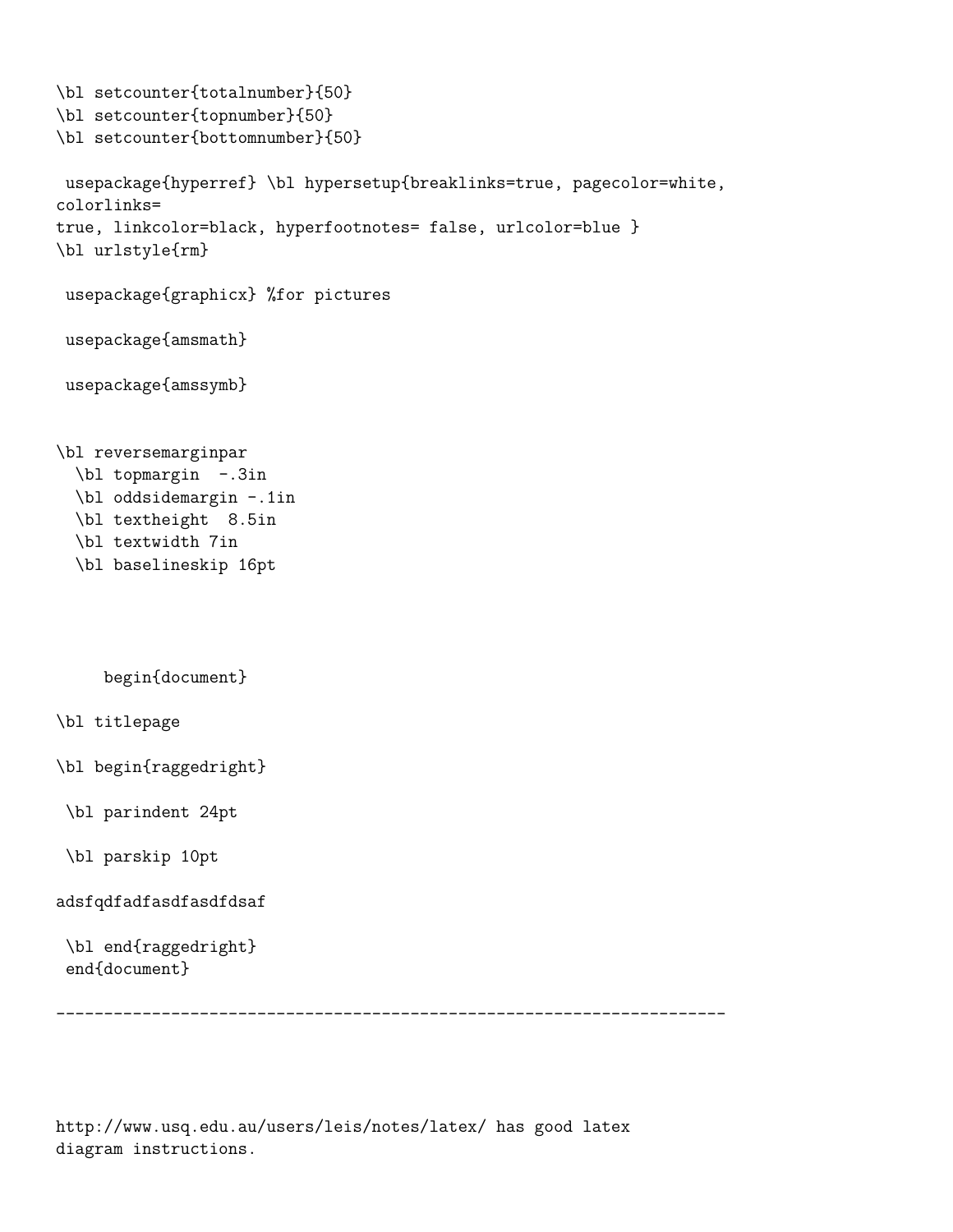```
\bl setcounter{totalnumber}{50}
\bl setcounter{topnumber}{50}
\bl setcounter{bottomnumber}{50}

 usepackage{hyperref} \bl hypersetup{breaklinks=true, pagecolor=white,
colorlinks=
true, linkcolor=black, hyperfootnotes= false, urlcolor=blue }
\bl urlstyle{rm}

 usepackage{graphicx} %for pictures

 usepackage{amsmath}

 usepackage{amssymb}


\bl reversemarginpar
  \bl topmargin  -.3in
  \bl oddsidemargin -.1in
  \bl textheight  8.5in
  \bl textwidth 7in
  \bl baselineskip 16pt




     begin{document}

\bl titlepage

\bl begin{raggedright}

 \bl parindent 24pt

 \bl parskip 10pt

adsfqdfadfasdfasdfdsaf

 \bl end{raggedright}
 end{document}

----------------------------------------------------------------------




http://www.usq.edu.au/users/leis/notes/latex/ has good latex
diagram instructions.
```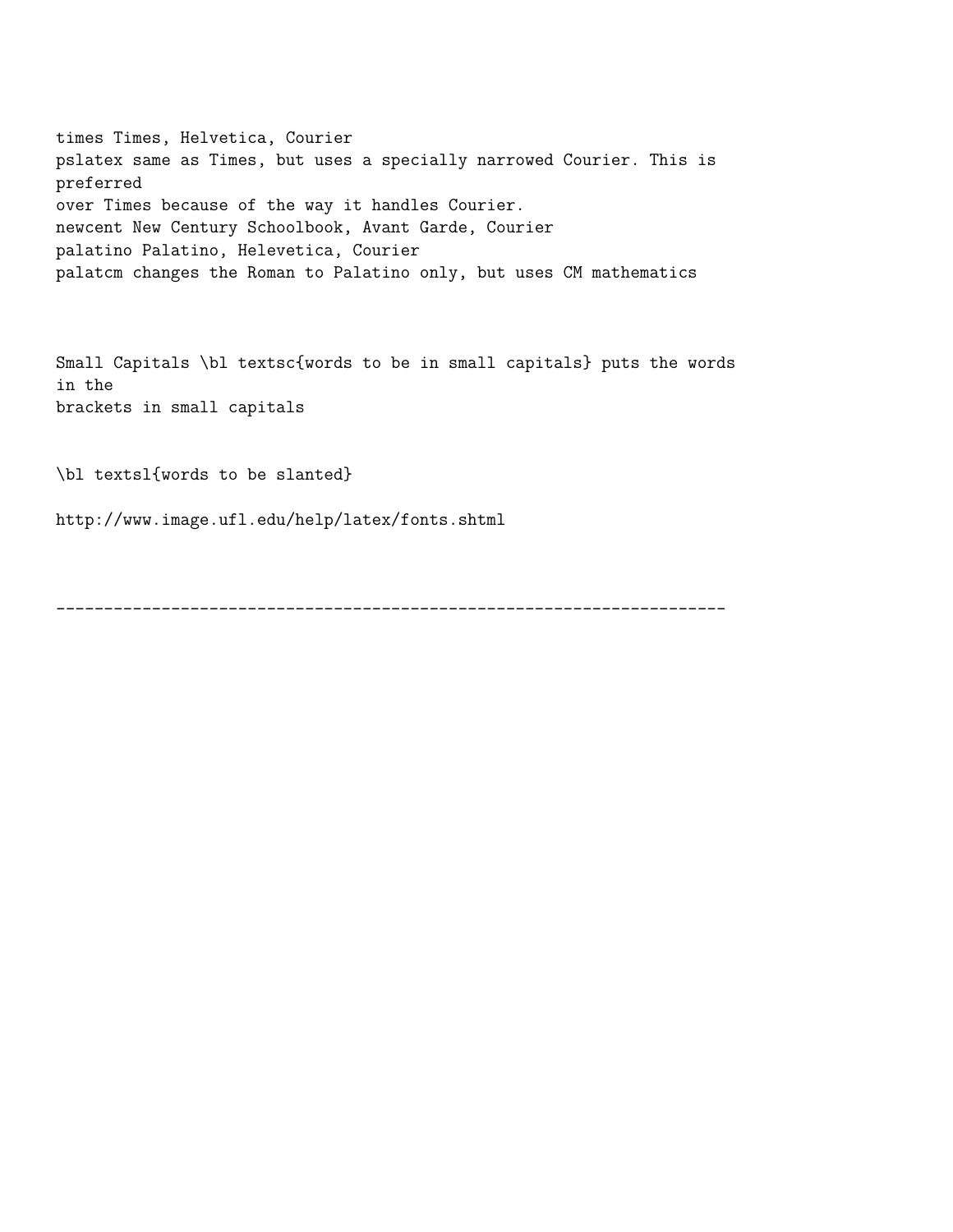times Times, Helvetica, Courier
pslatex same as Times, but uses a specially narrowed Courier. This is
preferred
over Times because of the way it handles Courier.
newcent New Century Schoolbook, Avant Garde, Courier
palatino Palatino, Helevetica, Courier
palatcm changes the Roman to Palatino only, but uses CM mathematics

Small Capitals \bl textsc{words to be in small capitals} puts the words
in the
brackets in small capitals

\bl textsl{words to be slanted}

http://www.image.ufl.edu/help/latex/fonts.shtml

----------------------------------------------------------------------